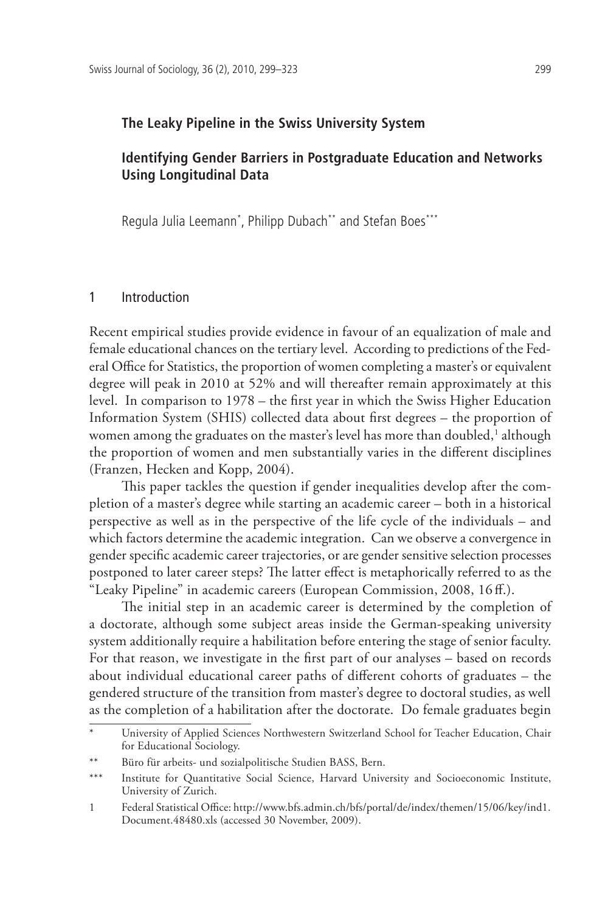# The Leaky Pipeline in the Swiss University System

## Identifying Gender Barriers in Postgraduate Education and Networks Using Longitudinal Data

Regula Julia Leemann[*], Philipp Dubach[**] and Stefan Boes[***]

## 1 Introduction

Recent empirical studies provide evidence in favour of an equalization of male and female educational chances on the tertiary level. According to predictions of the Federal Office for Statistics, the proportion of women completing a master's or equivalent degree will peak in 2010 at 52% and will thereafter remain approximately at this level. In comparison to 1978 – the first year in which the Swiss Higher Education Information System (SHIS) collected data about first degrees – the proportion of women among the graduates on the master's level has more than doubled,[1] although the proportion of women and men substantially varies in the different disciplines (Franzen, Hecken and Kopp, 2004).

This paper tackles the question if gender inequalities develop after the completion of a master's degree while starting an academic career – both in a historical perspective as well as in the perspective of the life cycle of the individuals – and which factors determine the academic integration. Can we observe a convergence in gender specific academic career trajectories, or are gender sensitive selection processes postponed to later career steps? The latter effect is metaphorically referred to as the "Leaky Pipeline" in academic careers (European Commission, 2008, 16 ff.).

The initial step in an academic career is determined by the completion of a doctorate, although some subject areas inside the German-speaking university system additionally require a habilitation before entering the stage of senior faculty. For that reason, we investigate in the first part of our analyses – based on records about individual educational career paths of different cohorts of graduates – the gendered structure of the transition from master's degree to doctoral studies, as well as the completion of a habilitation after the doctorate. Do female graduates begin

---

[*] University of Applied Sciences Northwestern Switzerland School for Teacher Education, Chair for Educational Sociology.

[**] Büro für arbeits- und sozialpolitische Studien BASS, Bern.

[***] Institute for Quantitative Social Science, Harvard University and Socioeconomic Institute, University of Zurich.

[1] Federal Statistical Office: http://www.bfs.admin.ch/bfs/portal/de/index/themen/15/06/key/ind1.Document.48480.xls (accessed 30 November, 2009).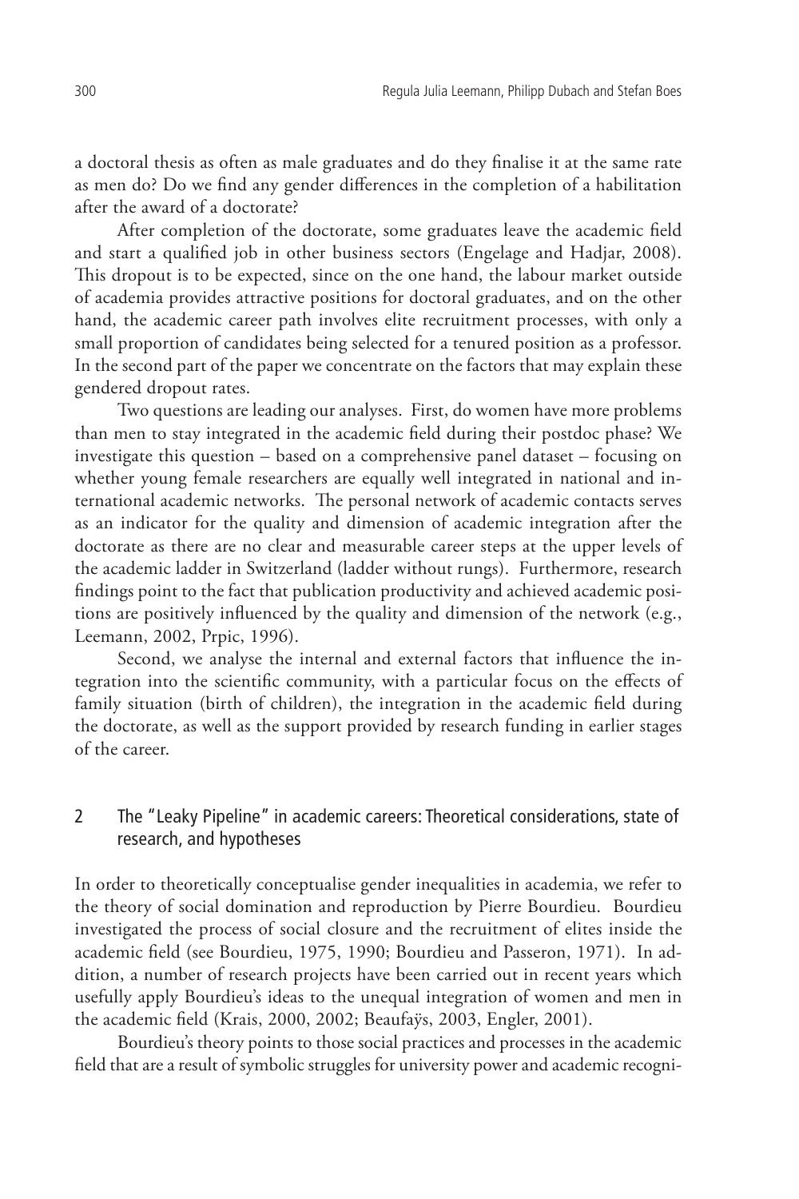a doctoral thesis as often as male graduates and do they finalise it at the same rate as men do? Do we find any gender differences in the completion of a habilitation after the award of a doctorate?

After completion of the doctorate, some graduates leave the academic field and start a qualified job in other business sectors (Engelage and Hadjar, 2008). This dropout is to be expected, since on the one hand, the labour market outside of academia provides attractive positions for doctoral graduates, and on the other hand, the academic career path involves elite recruitment processes, with only a small proportion of candidates being selected for a tenured position as a professor. In the second part of the paper we concentrate on the factors that may explain these gendered dropout rates.

Two questions are leading our analyses. First, do women have more problems than men to stay integrated in the academic field during their postdoc phase? We investigate this question – based on a comprehensive panel dataset – focusing on whether young female researchers are equally well integrated in national and international academic networks. The personal network of academic contacts serves as an indicator for the quality and dimension of academic integration after the doctorate as there are no clear and measurable career steps at the upper levels of the academic ladder in Switzerland (ladder without rungs). Furthermore, research findings point to the fact that publication productivity and achieved academic positions are positively influenced by the quality and dimension of the network (e.g., Leemann, 2002, Prpic, 1996).

Second, we analyse the internal and external factors that influence the integration into the scientific community, with a particular focus on the effects of family situation (birth of children), the integration in the academic field during the doctorate, as well as the support provided by research funding in earlier stages of the career.

## 2 The "Leaky Pipeline" in academic careers: Theoretical considerations, state of research, and hypotheses

In order to theoretically conceptualise gender inequalities in academia, we refer to the theory of social domination and reproduction by Pierre Bourdieu. Bourdieu investigated the process of social closure and the recruitment of elites inside the academic field (see Bourdieu, 1975, 1990; Bourdieu and Passeron, 1971). In addition, a number of research projects have been carried out in recent years which usefully apply Bourdieu's ideas to the unequal integration of women and men in the academic field (Krais, 2000, 2002; Beaufaÿs, 2003, Engler, 2001).

Bourdieu's theory points to those social practices and processes in the academic field that are a result of symbolic struggles for university power and academic recogni-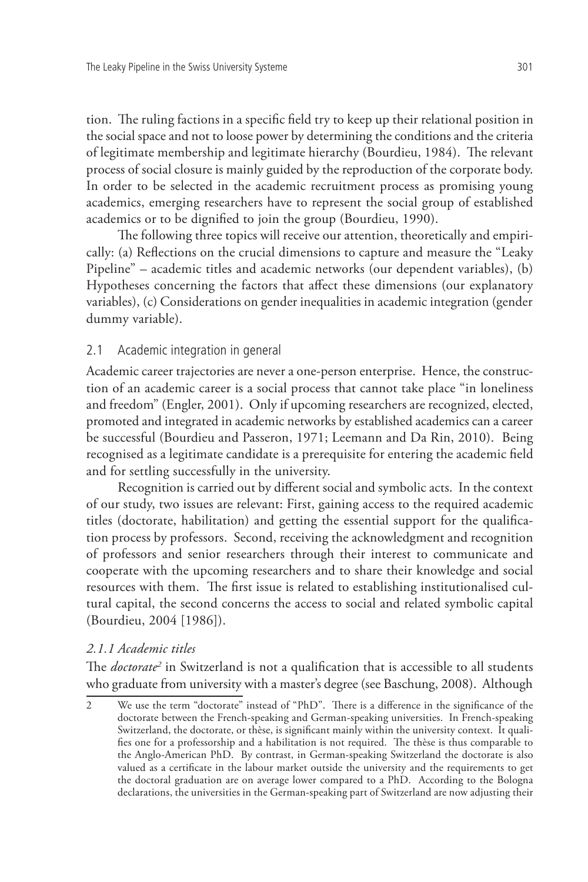tion. The ruling factions in a specific field try to keep up their relational position in the social space and not to loose power by determining the conditions and the criteria of legitimate membership and legitimate hierarchy (Bourdieu, 1984). The relevant process of social closure is mainly guided by the reproduction of the corporate body. In order to be selected in the academic recruitment process as promising young academics, emerging researchers have to represent the social group of established academics or to be dignified to join the group (Bourdieu, 1990).

The following three topics will receive our attention, theoretically and empirically: (a) Reflections on the crucial dimensions to capture and measure the "Leaky Pipeline" – academic titles and academic networks (our dependent variables), (b) Hypotheses concerning the factors that affect these dimensions (our explanatory variables), (c) Considerations on gender inequalities in academic integration (gender dummy variable).

## 2.1 Academic integration in general

Academic career trajectories are never a one-person enterprise. Hence, the construction of an academic career is a social process that cannot take place "in loneliness and freedom" (Engler, 2001). Only if upcoming researchers are recognized, elected, promoted and integrated in academic networks by established academics can a career be successful (Bourdieu and Passeron, 1971; Leemann and Da Rin, 2010). Being recognised as a legitimate candidate is a prerequisite for entering the academic field and for settling successfully in the university.

Recognition is carried out by different social and symbolic acts. In the context of our study, two issues are relevant: First, gaining access to the required academic titles (doctorate, habilitation) and getting the essential support for the qualification process by professors. Second, receiving the acknowledgment and recognition of professors and senior researchers through their interest to communicate and cooperate with the upcoming researchers and to share their knowledge and social resources with them. The first issue is related to establishing institutionalised cultural capital, the second concerns the access to social and related symbolic capital (Bourdieu, 2004 [1986]).

### *2.1.1 Academic titles*

The *doctorate*[2] in Switzerland is not a qualification that is accessible to all students who graduate from university with a master's degree (see Baschung, 2008). Although

---

2 We use the term "doctorate" instead of "PhD". There is a difference in the significance of the doctorate between the French-speaking and German-speaking universities. In French-speaking Switzerland, the doctorate, or thèse, is significant mainly within the university context. It qualifies one for a professorship and a habilitation is not required. The thèse is thus comparable to the Anglo-American PhD. By contrast, in German-speaking Switzerland the doctorate is also valued as a certificate in the labour market outside the university and the requirements to get the doctoral graduation are on average lower compared to a PhD. According to the Bologna declarations, the universities in the German-speaking part of Switzerland are now adjusting their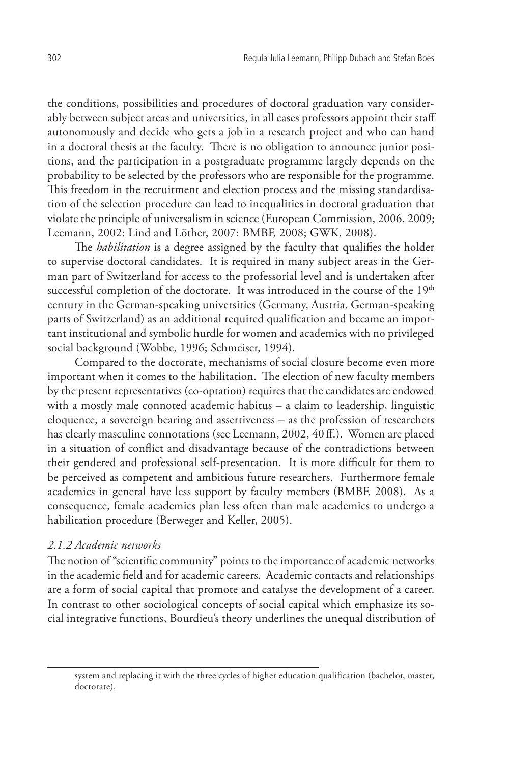the conditions, possibilities and procedures of doctoral graduation vary considerably between subject areas and universities, in all cases professors appoint their staff autonomously and decide who gets a job in a research project and who can hand in a doctoral thesis at the faculty. There is no obligation to announce junior positions, and the participation in a postgraduate programme largely depends on the probability to be selected by the professors who are responsible for the programme. This freedom in the recruitment and election process and the missing standardisation of the selection procedure can lead to inequalities in doctoral graduation that violate the principle of universalism in science (European Commission, 2006, 2009; Leemann, 2002; Lind and Löther, 2007; BMBF, 2008; GWK, 2008).

The *habilitation* is a degree assigned by the faculty that qualifies the holder to supervise doctoral candidates. It is required in many subject areas in the German part of Switzerland for access to the professorial level and is undertaken after successful completion of the doctorate. It was introduced in the course of the 19th century in the German-speaking universities (Germany, Austria, German-speaking parts of Switzerland) as an additional required qualification and became an important institutional and symbolic hurdle for women and academics with no privileged social background (Wobbe, 1996; Schmeiser, 1994).

Compared to the doctorate, mechanisms of social closure become even more important when it comes to the habilitation. The election of new faculty members by the present representatives (co-optation) requires that the candidates are endowed with a mostly male connoted academic habitus – a claim to leadership, linguistic eloquence, a sovereign bearing and assertiveness – as the profession of researchers has clearly masculine connotations (see Leemann, 2002, 40 ff.). Women are placed in a situation of conflict and disadvantage because of the contradictions between their gendered and professional self-presentation. It is more difficult for them to be perceived as competent and ambitious future researchers. Furthermore female academics in general have less support by faculty members (BMBF, 2008). As a consequence, female academics plan less often than male academics to undergo a habilitation procedure (Berweger and Keller, 2005).

### *2.1.2 Academic networks*

The notion of "scientific community" points to the importance of academic networks in the academic field and for academic careers. Academic contacts and relationships are a form of social capital that promote and catalyse the development of a career. In contrast to other sociological concepts of social capital which emphasize its social integrative functions, Bourdieu's theory underlines the unequal distribution of

---

system and replacing it with the three cycles of higher education qualification (bachelor, master, doctorate).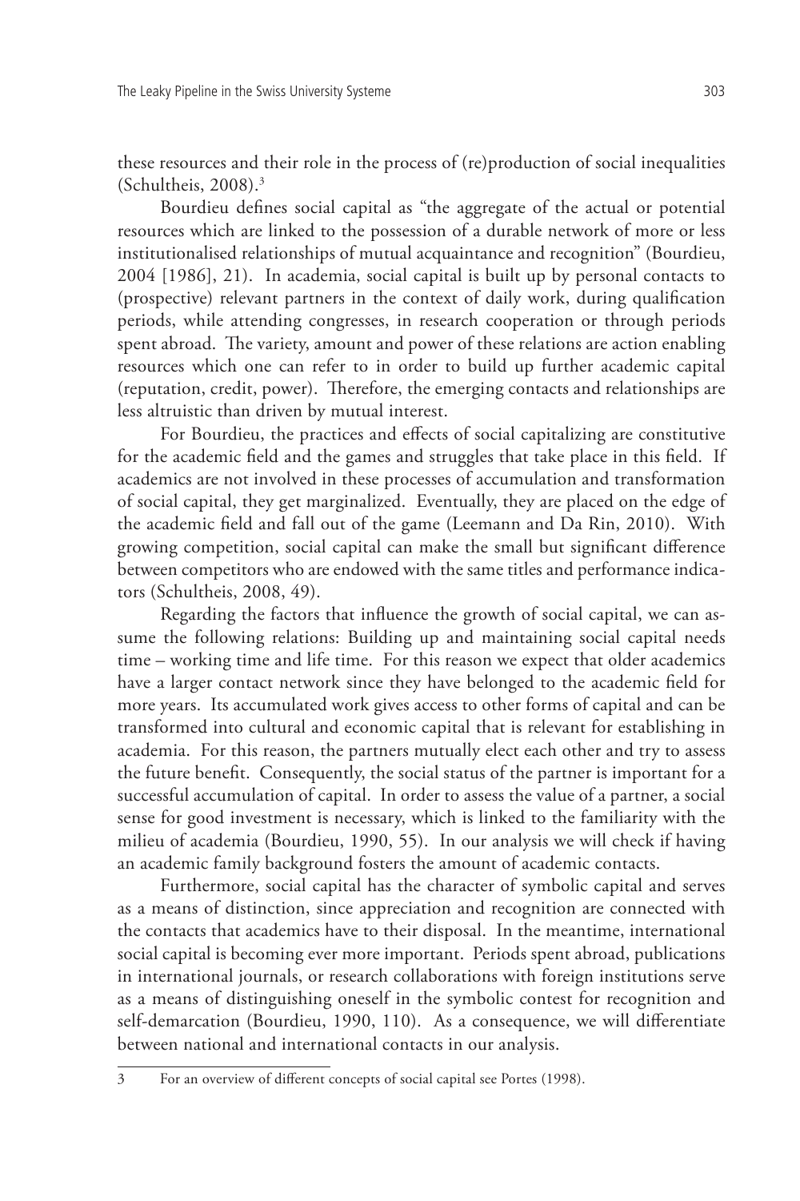these resources and their role in the process of (re)production of social inequalities (Schultheis, 2008).[3]

Bourdieu defines social capital as "the aggregate of the actual or potential resources which are linked to the possession of a durable network of more or less institutionalised relationships of mutual acquaintance and recognition" (Bourdieu, 2004 [1986], 21). In academia, social capital is built up by personal contacts to (prospective) relevant partners in the context of daily work, during qualification periods, while attending congresses, in research cooperation or through periods spent abroad. The variety, amount and power of these relations are action enabling resources which one can refer to in order to build up further academic capital (reputation, credit, power). Therefore, the emerging contacts and relationships are less altruistic than driven by mutual interest.

For Bourdieu, the practices and effects of social capitalizing are constitutive for the academic field and the games and struggles that take place in this field. If academics are not involved in these processes of accumulation and transformation of social capital, they get marginalized. Eventually, they are placed on the edge of the academic field and fall out of the game (Leemann and Da Rin, 2010). With growing competition, social capital can make the small but significant difference between competitors who are endowed with the same titles and performance indicators (Schultheis, 2008, 49).

Regarding the factors that influence the growth of social capital, we can assume the following relations: Building up and maintaining social capital needs time – working time and life time. For this reason we expect that older academics have a larger contact network since they have belonged to the academic field for more years. Its accumulated work gives access to other forms of capital and can be transformed into cultural and economic capital that is relevant for establishing in academia. For this reason, the partners mutually elect each other and try to assess the future benefit. Consequently, the social status of the partner is important for a successful accumulation of capital. In order to assess the value of a partner, a social sense for good investment is necessary, which is linked to the familiarity with the milieu of academia (Bourdieu, 1990, 55). In our analysis we will check if having an academic family background fosters the amount of academic contacts.

Furthermore, social capital has the character of symbolic capital and serves as a means of distinction, since appreciation and recognition are connected with the contacts that academics have to their disposal. In the meantime, international social capital is becoming ever more important. Periods spent abroad, publications in international journals, or research collaborations with foreign institutions serve as a means of distinguishing oneself in the symbolic contest for recognition and self-demarcation (Bourdieu, 1990, 110). As a consequence, we will differentiate between national and international contacts in our analysis.

---

3 For an overview of different concepts of social capital see Portes (1998).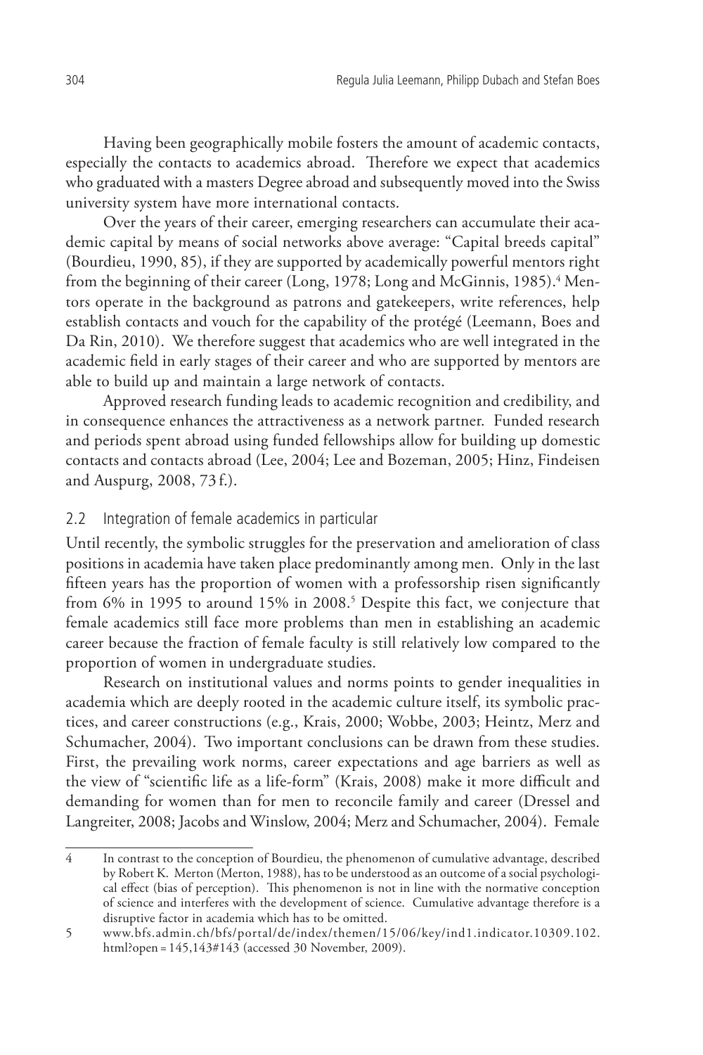Having been geographically mobile fosters the amount of academic contacts, especially the contacts to academics abroad. Therefore we expect that academics who graduated with a masters Degree abroad and subsequently moved into the Swiss university system have more international contacts.

Over the years of their career, emerging researchers can accumulate their academic capital by means of social networks above average: "Capital breeds capital" (Bourdieu, 1990, 85), if they are supported by academically powerful mentors right from the beginning of their career (Long, 1978; Long and McGinnis, 1985).[4] Mentors operate in the background as patrons and gatekeepers, write references, help establish contacts and vouch for the capability of the protégé (Leemann, Boes and Da Rin, 2010). We therefore suggest that academics who are well integrated in the academic field in early stages of their career and who are supported by mentors are able to build up and maintain a large network of contacts.

Approved research funding leads to academic recognition and credibility, and in consequence enhances the attractiveness as a network partner. Funded research and periods spent abroad using funded fellowships allow for building up domestic contacts and contacts abroad (Lee, 2004; Lee and Bozeman, 2005; Hinz, Findeisen and Auspurg, 2008, 73 f.).

### 2.2 Integration of female academics in particular

Until recently, the symbolic struggles for the preservation and amelioration of class positions in academia have taken place predominantly among men. Only in the last fifteen years has the proportion of women with a professorship risen significantly from 6% in 1995 to around 15% in 2008.[5] Despite this fact, we conjecture that female academics still face more problems than men in establishing an academic career because the fraction of female faculty is still relatively low compared to the proportion of women in undergraduate studies.

Research on institutional values and norms points to gender inequalities in academia which are deeply rooted in the academic culture itself, its symbolic practices, and career constructions (e.g., Krais, 2000; Wobbe, 2003; Heintz, Merz and Schumacher, 2004). Two important conclusions can be drawn from these studies. First, the prevailing work norms, career expectations and age barriers as well as the view of "scientific life as a life-form" (Krais, 2008) make it more difficult and demanding for women than for men to reconcile family and career (Dressel and Langreiter, 2008; Jacobs and Winslow, 2004; Merz and Schumacher, 2004). Female

---

4 In contrast to the conception of Bourdieu, the phenomenon of cumulative advantage, described by Robert K. Merton (Merton, 1988), has to be understood as an outcome of a social psychological effect (bias of perception). This phenomenon is not in line with the normative conception of science and interferes with the development of science. Cumulative advantage therefore is a disruptive factor in academia which has to be omitted.

5 www.bfs.admin.ch/bfs/portal/de/index/themen/15/06/key/ind1.indicator.10309.102.html?open=145,143#143 (accessed 30 November, 2009).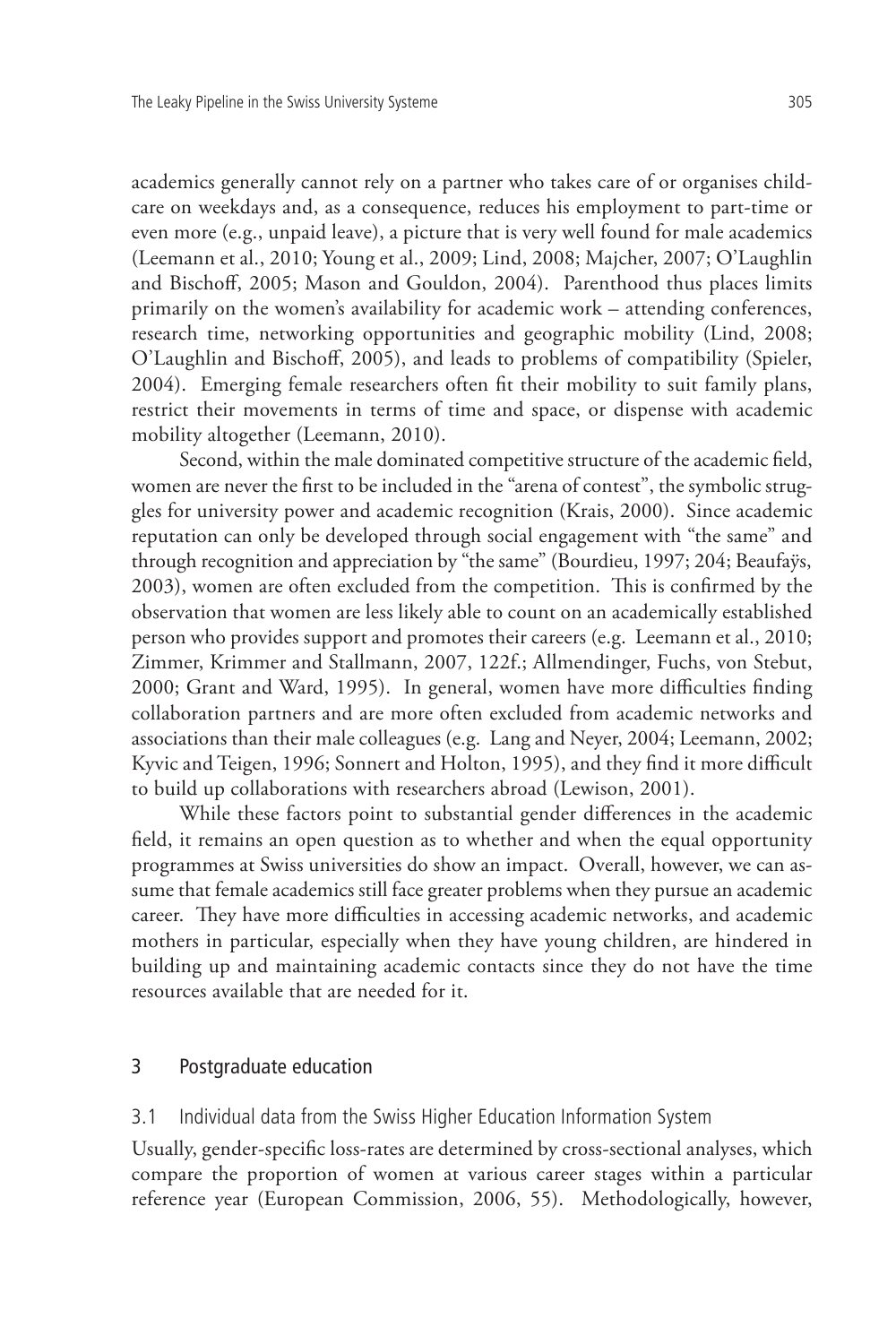academics generally cannot rely on a partner who takes care of or organises childcare on weekdays and, as a consequence, reduces his employment to part-time or even more (e.g., unpaid leave), a picture that is very well found for male academics (Leemann et al., 2010; Young et al., 2009; Lind, 2008; Majcher, 2007; O'Laughlin and Bischoff, 2005; Mason and Gouldon, 2004). Parenthood thus places limits primarily on the women's availability for academic work – attending conferences, research time, networking opportunities and geographic mobility (Lind, 2008; O'Laughlin and Bischoff, 2005), and leads to problems of compatibility (Spieler, 2004). Emerging female researchers often fit their mobility to suit family plans, restrict their movements in terms of time and space, or dispense with academic mobility altogether (Leemann, 2010).

Second, within the male dominated competitive structure of the academic field, women are never the first to be included in the "arena of contest", the symbolic struggles for university power and academic recognition (Krais, 2000). Since academic reputation can only be developed through social engagement with "the same" and through recognition and appreciation by "the same" (Bourdieu, 1997; 204; Beaufaÿs, 2003), women are often excluded from the competition. This is confirmed by the observation that women are less likely able to count on an academically established person who provides support and promotes their careers (e.g. Leemann et al., 2010; Zimmer, Krimmer and Stallmann, 2007, 122f.; Allmendinger, Fuchs, von Stebut, 2000; Grant and Ward, 1995). In general, women have more difficulties finding collaboration partners and are more often excluded from academic networks and associations than their male colleagues (e.g. Lang and Neyer, 2004; Leemann, 2002; Kyvic and Teigen, 1996; Sonnert and Holton, 1995), and they find it more difficult to build up collaborations with researchers abroad (Lewison, 2001).

While these factors point to substantial gender differences in the academic field, it remains an open question as to whether and when the equal opportunity programmes at Swiss universities do show an impact. Overall, however, we can assume that female academics still face greater problems when they pursue an academic career. They have more difficulties in accessing academic networks, and academic mothers in particular, especially when they have young children, are hindered in building up and maintaining academic contacts since they do not have the time resources available that are needed for it.

## 3 Postgraduate education

### 3.1 Individual data from the Swiss Higher Education Information System

Usually, gender-specific loss-rates are determined by cross-sectional analyses, which compare the proportion of women at various career stages within a particular reference year (European Commission, 2006, 55). Methodologically, however,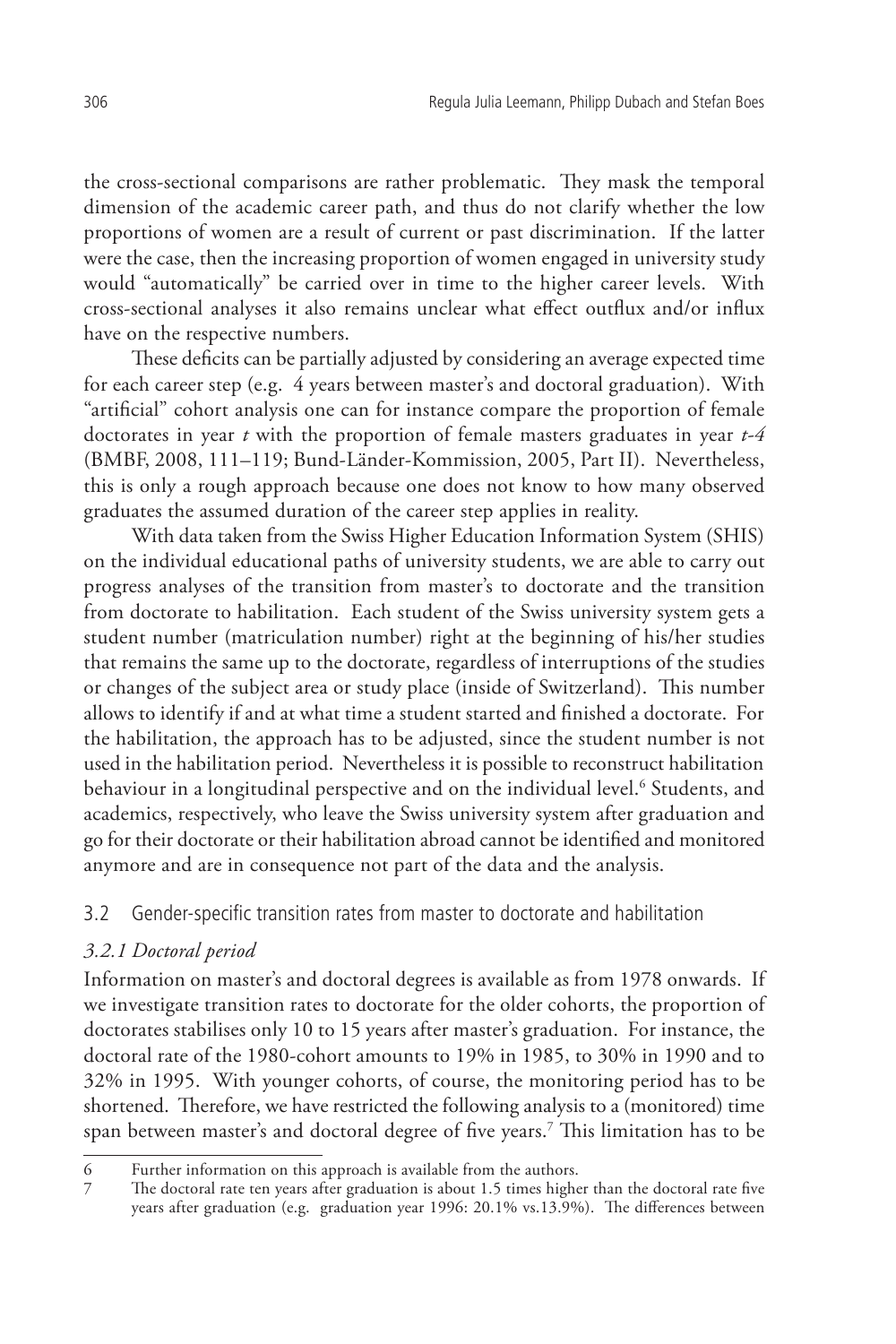the cross-sectional comparisons are rather problematic. They mask the temporal dimension of the academic career path, and thus do not clarify whether the low proportions of women are a result of current or past discrimination. If the latter were the case, then the increasing proportion of women engaged in university study would "automatically" be carried over in time to the higher career levels. With cross-sectional analyses it also remains unclear what effect outflux and/or influx have on the respective numbers.

These deficits can be partially adjusted by considering an average expected time for each career step (e.g. 4 years between master's and doctoral graduation). With "artificial" cohort analysis one can for instance compare the proportion of female doctorates in year *t* with the proportion of female masters graduates in year *t-4* (BMBF, 2008, 111–119; Bund-Länder-Kommission, 2005, Part II). Nevertheless, this is only a rough approach because one does not know to how many observed graduates the assumed duration of the career step applies in reality.

With data taken from the Swiss Higher Education Information System (SHIS) on the individual educational paths of university students, we are able to carry out progress analyses of the transition from master's to doctorate and the transition from doctorate to habilitation. Each student of the Swiss university system gets a student number (matriculation number) right at the beginning of his/her studies that remains the same up to the doctorate, regardless of interruptions of the studies or changes of the subject area or study place (inside of Switzerland). This number allows to identify if and at what time a student started and finished a doctorate. For the habilitation, the approach has to be adjusted, since the student number is not used in the habilitation period. Nevertheless it is possible to reconstruct habilitation behaviour in a longitudinal perspective and on the individual level.[6] Students, and academics, respectively, who leave the Swiss university system after graduation and go for their doctorate or their habilitation abroad cannot be identified and monitored anymore and are in consequence not part of the data and the analysis.

## 3.2 Gender-specific transition rates from master to doctorate and habilitation

### *3.2.1 Doctoral period*

Information on master's and doctoral degrees is available as from 1978 onwards. If we investigate transition rates to doctorate for the older cohorts, the proportion of doctorates stabilises only 10 to 15 years after master's graduation. For instance, the doctoral rate of the 1980-cohort amounts to 19% in 1985, to 30% in 1990 and to 32% in 1995. With younger cohorts, of course, the monitoring period has to be shortened. Therefore, we have restricted the following analysis to a (monitored) time span between master's and doctoral degree of five years.[7] This limitation has to be

6 Further information on this approach is available from the authors.

7 The doctoral rate ten years after graduation is about 1.5 times higher than the doctoral rate five years after graduation (e.g. graduation year 1996: 20.1% vs.13.9%). The differences between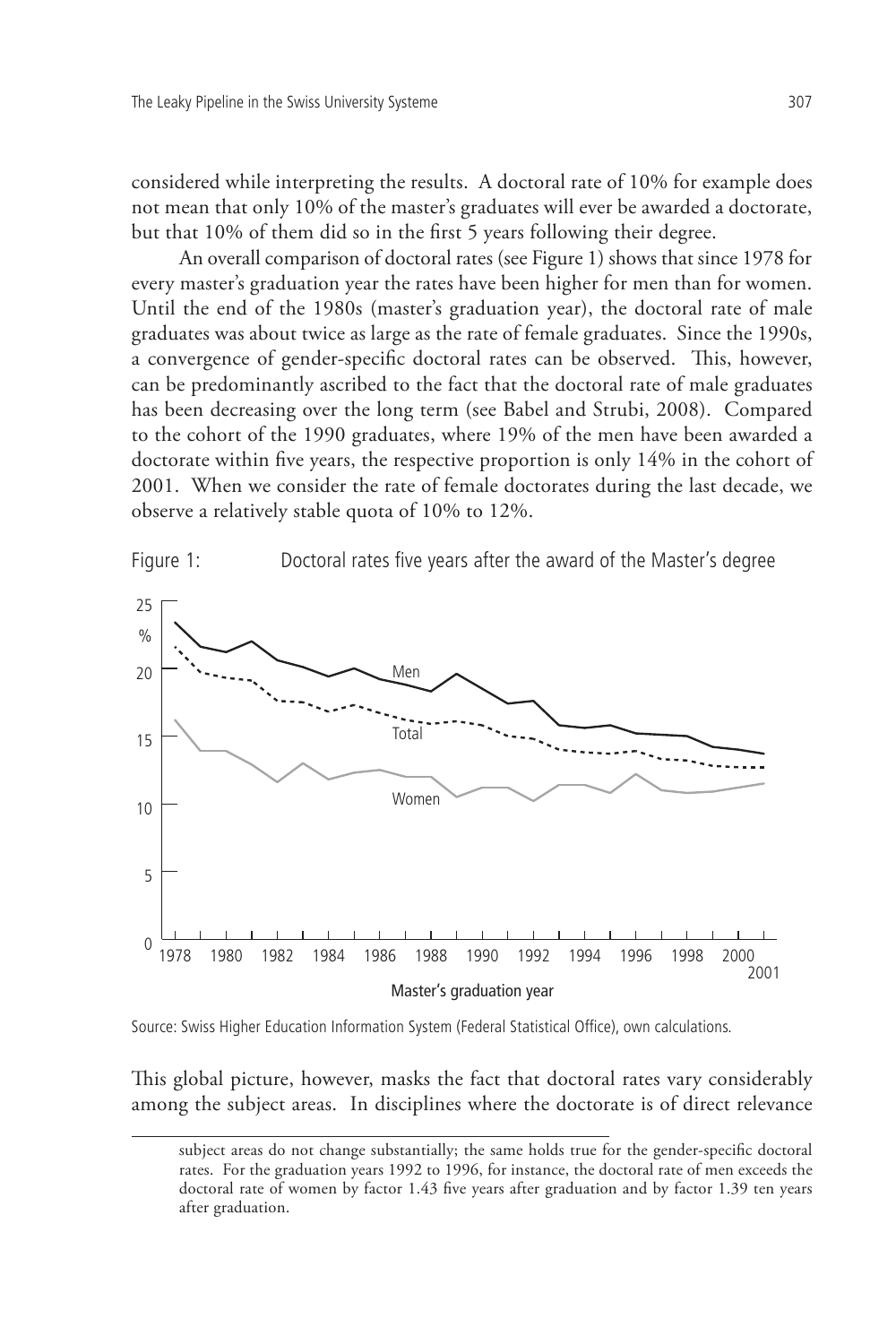considered while interpreting the results. A doctoral rate of 10% for example does not mean that only 10% of the master's graduates will ever be awarded a doctorate, but that 10% of them did so in the first 5 years following their degree.

An overall comparison of doctoral rates (see Figure 1) shows that since 1978 for every master's graduation year the rates have been higher for men than for women. Until the end of the 1980s (master's graduation year), the doctoral rate of male graduates was about twice as large as the rate of female graduates. Since the 1990s, a convergence of gender-specific doctoral rates can be observed. This, however, can be predominantly ascribed to the fact that the doctoral rate of male graduates has been decreasing over the long term (see Babel and Strubi, 2008). Compared to the cohort of the 1990 graduates, where 19% of the men have been awarded a doctorate within five years, the respective proportion is only 14% in the cohort of 2001. When we consider the rate of female doctorates during the last decade, we observe a relatively stable quota of 10% to 12%.

Figure 1: Doctoral rates five years after the award of the Master's degree

Source: Swiss Higher Education Information System (Federal Statistical Office), own calculations.

This global picture, however, masks the fact that doctoral rates vary considerably among the subject areas. In disciplines where the doctorate is of direct relevance

subject areas do not change substantially; the same holds true for the gender-specific doctoral rates. For the graduation years 1992 to 1996, for instance, the doctoral rate of men exceeds the doctoral rate of women by factor 1.43 five years after graduation and by factor 1.39 ten years after graduation.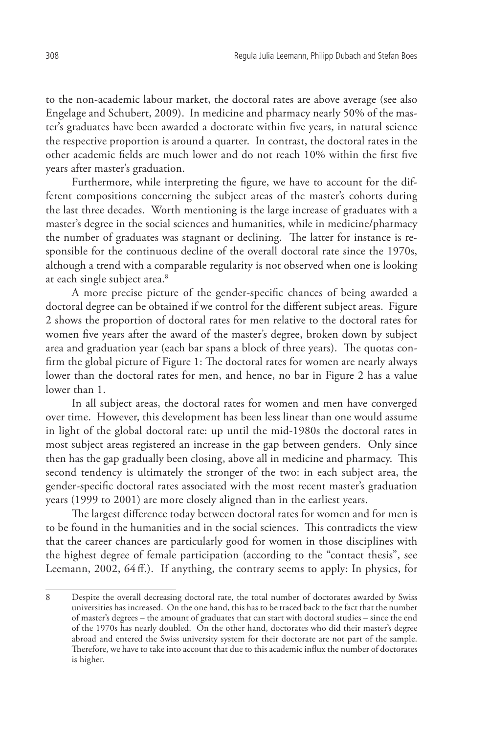to the non-academic labour market, the doctoral rates are above average (see also Engelage and Schubert, 2009). In medicine and pharmacy nearly 50% of the master's graduates have been awarded a doctorate within five years, in natural science the respective proportion is around a quarter. In contrast, the doctoral rates in the other academic fields are much lower and do not reach 10% within the first five years after master's graduation.

Furthermore, while interpreting the figure, we have to account for the different compositions concerning the subject areas of the master's cohorts during the last three decades. Worth mentioning is the large increase of graduates with a master's degree in the social sciences and humanities, while in medicine/pharmacy the number of graduates was stagnant or declining. The latter for instance is responsible for the continuous decline of the overall doctoral rate since the 1970s, although a trend with a comparable regularity is not observed when one is looking at each single subject area.[8]

A more precise picture of the gender-specific chances of being awarded a doctoral degree can be obtained if we control for the different subject areas. Figure 2 shows the proportion of doctoral rates for men relative to the doctoral rates for women five years after the award of the master's degree, broken down by subject area and graduation year (each bar spans a block of three years). The quotas confirm the global picture of Figure 1: The doctoral rates for women are nearly always lower than the doctoral rates for men, and hence, no bar in Figure 2 has a value lower than 1.

In all subject areas, the doctoral rates for women and men have converged over time. However, this development has been less linear than one would assume in light of the global doctoral rate: up until the mid-1980s the doctoral rates in most subject areas registered an increase in the gap between genders. Only since then has the gap gradually been closing, above all in medicine and pharmacy. This second tendency is ultimately the stronger of the two: in each subject area, the gender-specific doctoral rates associated with the most recent master's graduation years (1999 to 2001) are more closely aligned than in the earliest years.

The largest difference today between doctoral rates for women and for men is to be found in the humanities and in the social sciences. This contradicts the view that the career chances are particularly good for women in those disciplines with the highest degree of female participation (according to the "contact thesis", see Leemann, 2002, 64 ff.). If anything, the contrary seems to apply: In physics, for

---

8 Despite the overall decreasing doctoral rate, the total number of doctorates awarded by Swiss universities has increased. On the one hand, this has to be traced back to the fact that the number of master's degrees – the amount of graduates that can start with doctoral studies – since the end of the 1970s has nearly doubled. On the other hand, doctorates who did their master's degree abroad and entered the Swiss university system for their doctorate are not part of the sample. Therefore, we have to take into account that due to this academic influx the number of doctorates is higher.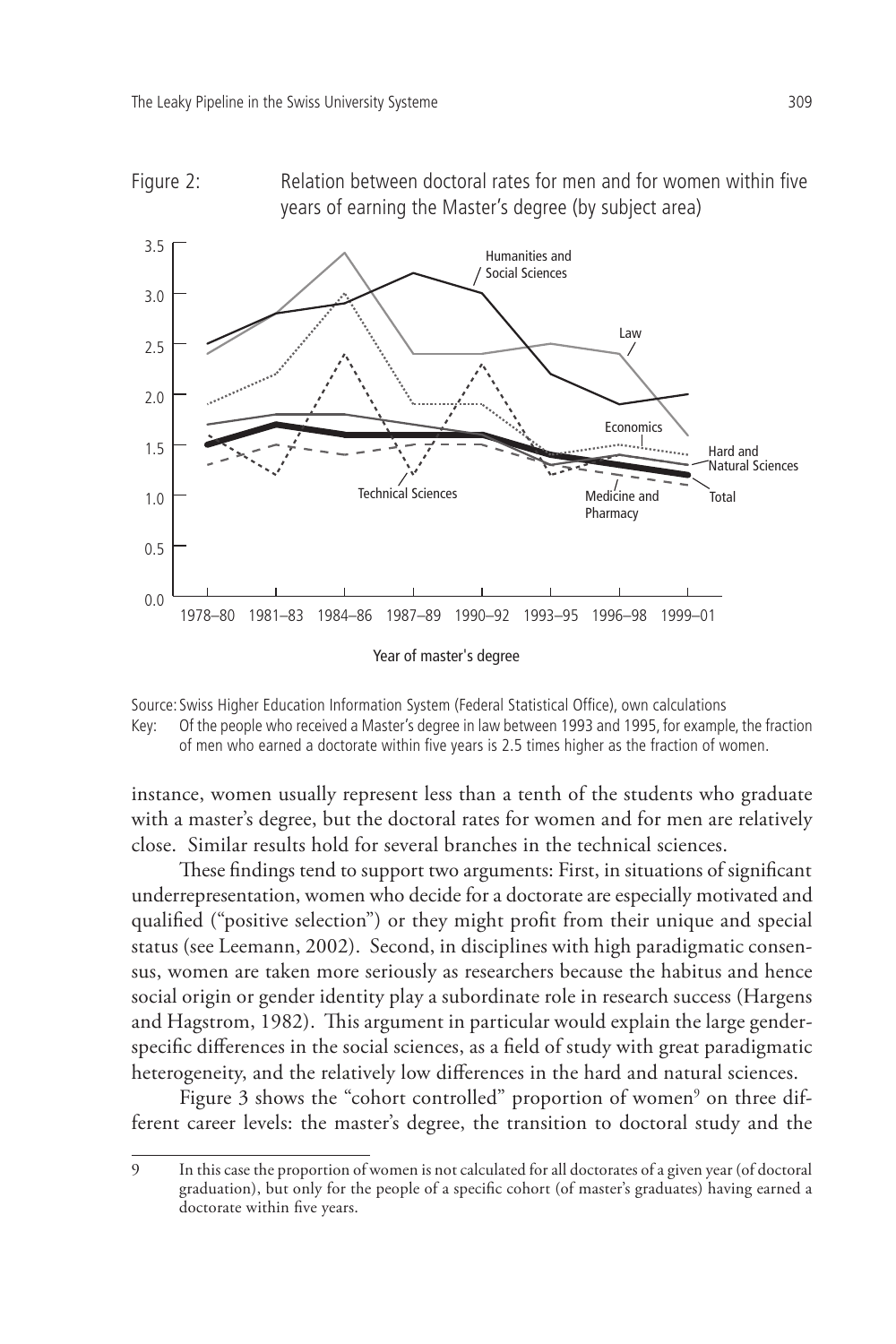Figure 2: Relation between doctoral rates for men and for women within five years of earning the Master's degree (by subject area)

Source: Swiss Higher Education Information System (Federal Statistical Office), own calculations

Key: Of the people who received a Master's degree in law between 1993 and 1995, for example, the fraction of men who earned a doctorate within five years is 2.5 times higher as the fraction of women.

instance, women usually represent less than a tenth of the students who graduate with a master's degree, but the doctoral rates for women and for men are relatively close. Similar results hold for several branches in the technical sciences.

These findings tend to support two arguments: First, in situations of significant underrepresentation, women who decide for a doctorate are especially motivated and qualified ("positive selection") or they might profit from their unique and special status (see Leemann, 2002). Second, in disciplines with high paradigmatic consensus, women are taken more seriously as researchers because the habitus and hence social origin or gender identity play a subordinate role in research success (Hargens and Hagstrom, 1982). This argument in particular would explain the large gender-specific differences in the social sciences, as a field of study with great paradigmatic heterogeneity, and the relatively low differences in the hard and natural sciences.

Figure 3 shows the "cohort controlled" proportion of women[9] on three different career levels: the master's degree, the transition to doctoral study and the

9 In this case the proportion of women is not calculated for all doctorates of a given year (of doctoral graduation), but only for the people of a specific cohort (of master's graduates) having earned a doctorate within five years.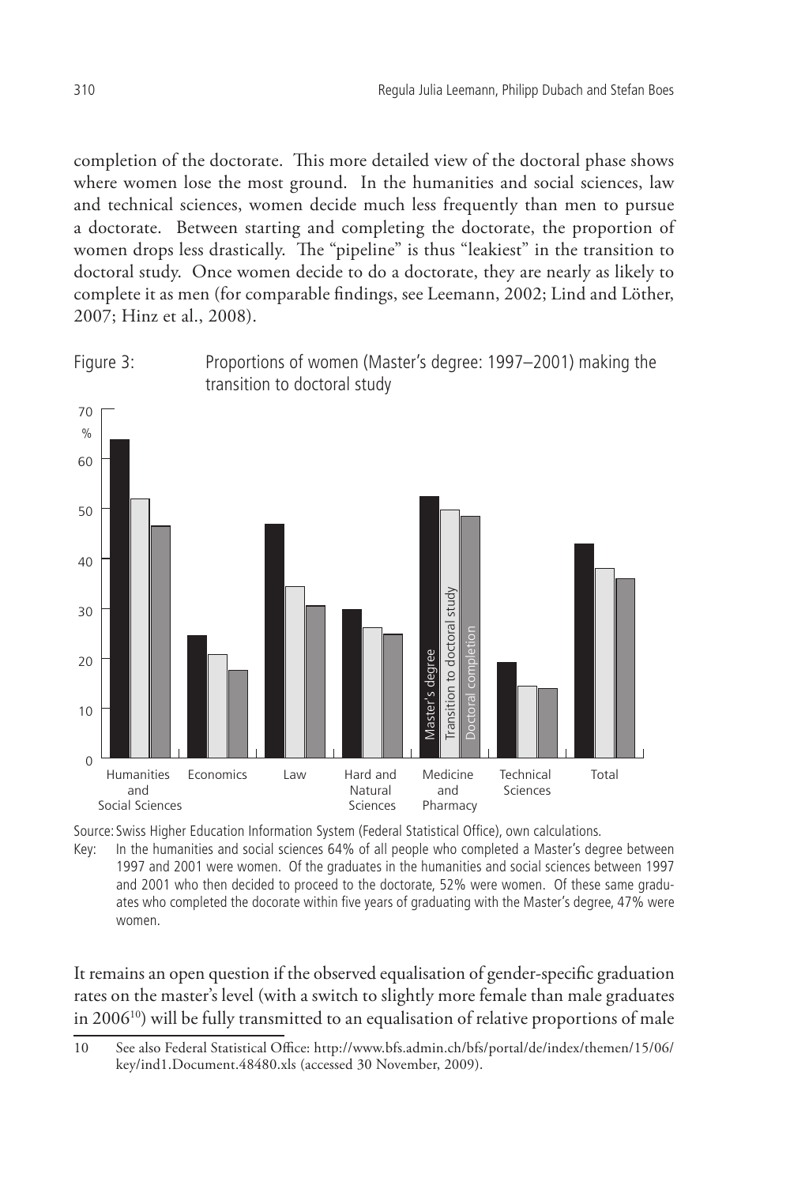completion of the doctorate. This more detailed view of the doctoral phase shows where women lose the most ground. In the humanities and social sciences, law and technical sciences, women decide much less frequently than men to pursue a doctorate. Between starting and completing the doctorate, the proportion of women drops less drastically. The "pipeline" is thus "leakiest" in the transition to doctoral study. Once women decide to do a doctorate, they are nearly as likely to complete it as men (for comparable findings, see Leemann, 2002; Lind and Löther, 2007; Hinz et al., 2008).

Figure 3: Proportions of women (Master's degree: 1997–2001) making the transition to doctoral study

Source: Swiss Higher Education Information System (Federal Statistical Office), own calculations.

Key: In the humanities and social sciences 64% of all people who completed a Master's degree between 1997 and 2001 were women. Of the graduates in the humanities and social sciences between 1997 and 2001 who then decided to proceed to the doctorate, 52% were women. Of these same graduates who completed the docorate within five years of graduating with the Master's degree, 47% were women.

It remains an open question if the observed equalisation of gender-specific graduation rates on the master's level (with a switch to slightly more female than male graduates in 2006[10]) will be fully transmitted to an equalisation of relative proportions of male

10 See also Federal Statistical Office: http://www.bfs.admin.ch/bfs/portal/de/index/themen/15/06/key/ind1.Document.48480.xls (accessed 30 November, 2009).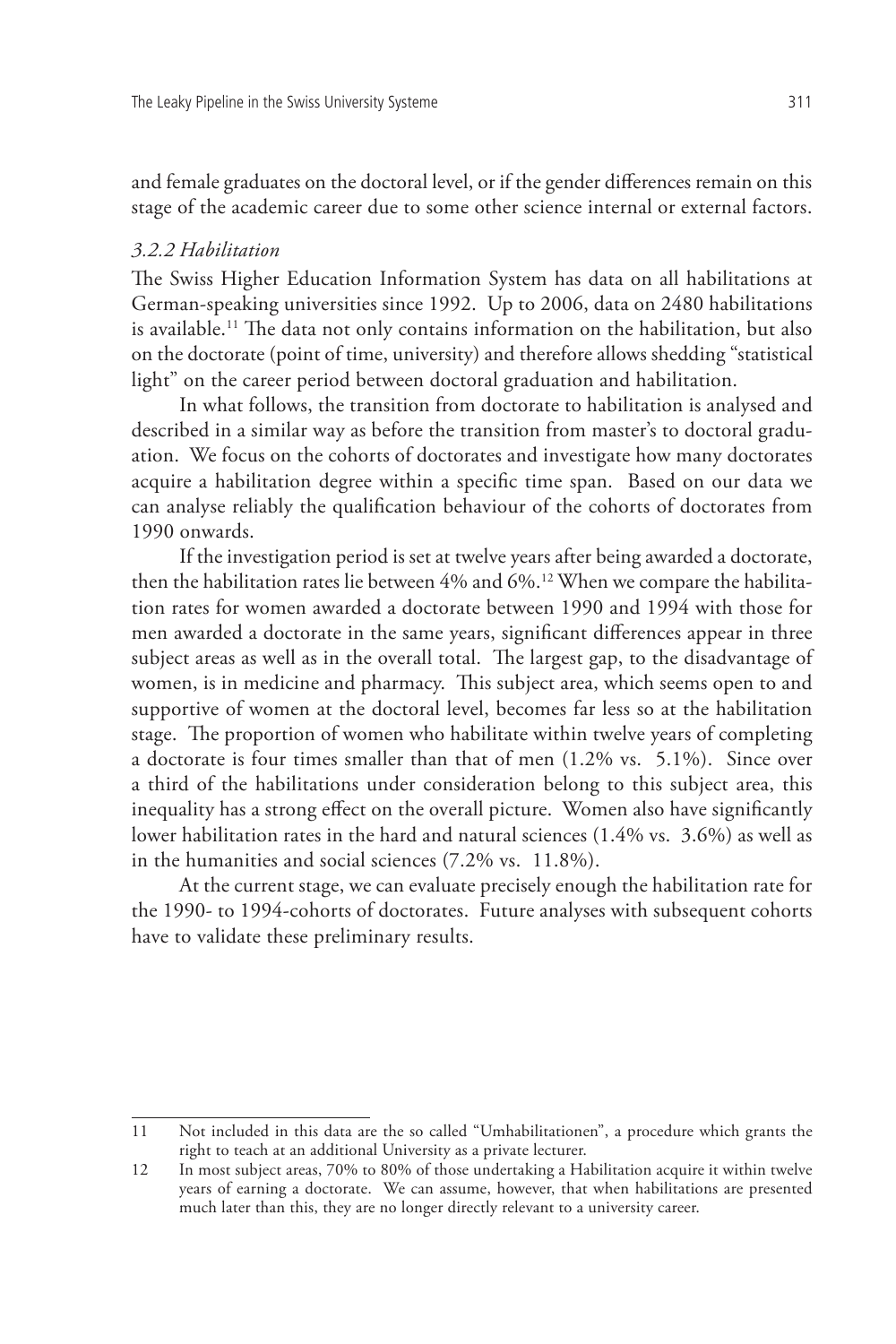and female graduates on the doctoral level, or if the gender differences remain on this stage of the academic career due to some other science internal or external factors.

### *3.2.2 Habilitation*

The Swiss Higher Education Information System has data on all habilitations at German-speaking universities since 1992. Up to 2006, data on 2480 habilitations is available.[11] The data not only contains information on the habilitation, but also on the doctorate (point of time, university) and therefore allows shedding "statistical light" on the career period between doctoral graduation and habilitation.

In what follows, the transition from doctorate to habilitation is analysed and described in a similar way as before the transition from master's to doctoral graduation. We focus on the cohorts of doctorates and investigate how many doctorates acquire a habilitation degree within a specific time span. Based on our data we can analyse reliably the qualification behaviour of the cohorts of doctorates from 1990 onwards.

If the investigation period is set at twelve years after being awarded a doctorate, then the habilitation rates lie between 4% and 6%.[12] When we compare the habilitation rates for women awarded a doctorate between 1990 and 1994 with those for men awarded a doctorate in the same years, significant differences appear in three subject areas as well as in the overall total. The largest gap, to the disadvantage of women, is in medicine and pharmacy. This subject area, which seems open to and supportive of women at the doctoral level, becomes far less so at the habilitation stage. The proportion of women who habilitate within twelve years of completing a doctorate is four times smaller than that of men (1.2% vs. 5.1%). Since over a third of the habilitations under consideration belong to this subject area, this inequality has a strong effect on the overall picture. Women also have significantly lower habilitation rates in the hard and natural sciences (1.4% vs. 3.6%) as well as in the humanities and social sciences (7.2% vs. 11.8%).

At the current stage, we can evaluate precisely enough the habilitation rate for the 1990- to 1994-cohorts of doctorates. Future analyses with subsequent cohorts have to validate these preliminary results.

---

11 Not included in this data are the so called "Umhabilitationen", a procedure which grants the right to teach at an additional University as a private lecturer.

12 In most subject areas, 70% to 80% of those undertaking a Habilitation acquire it within twelve years of earning a doctorate. We can assume, however, that when habilitations are presented much later than this, they are no longer directly relevant to a university career.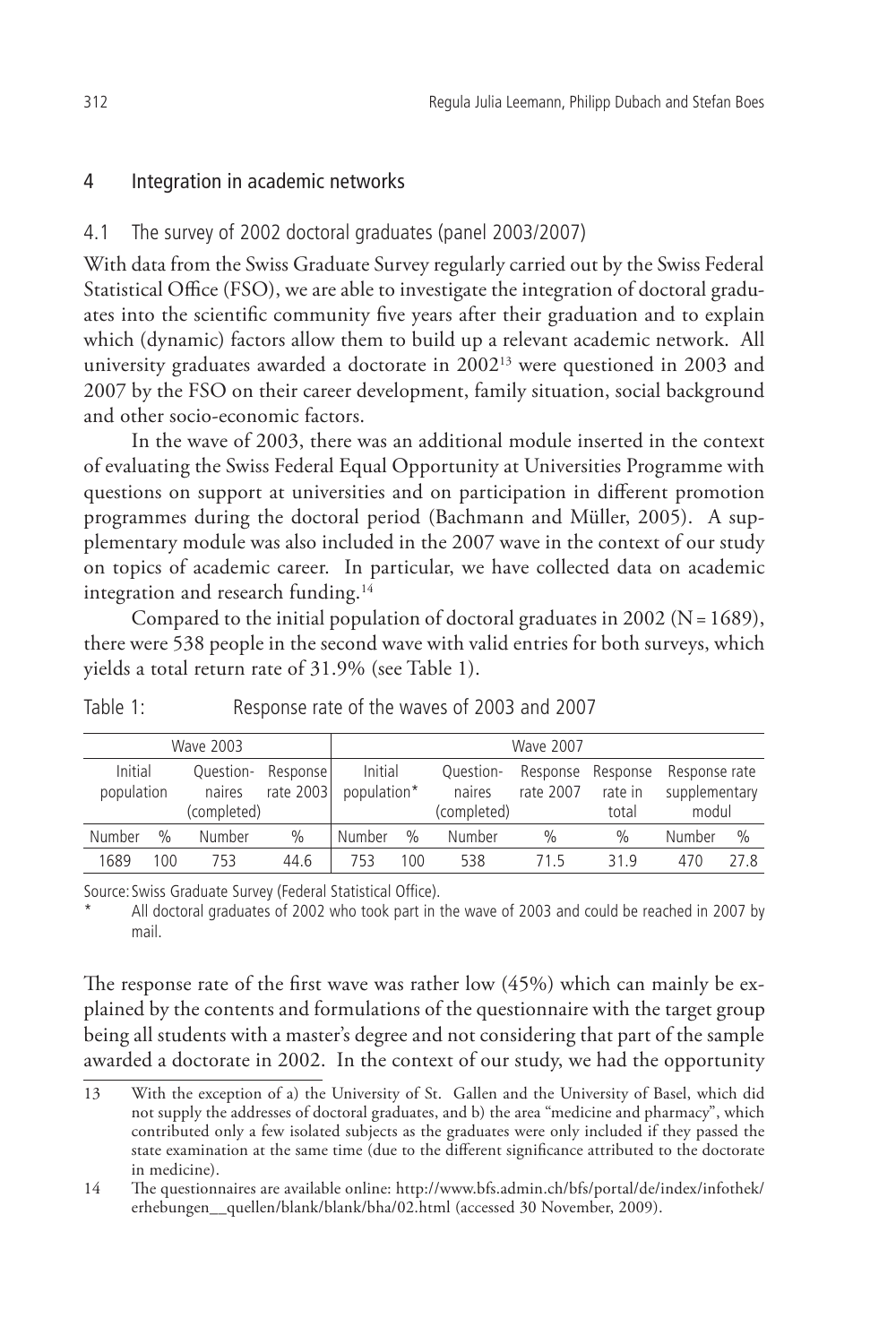## 4 Integration in academic networks

### 4.1 The survey of 2002 doctoral graduates (panel 2003/2007)

With data from the Swiss Graduate Survey regularly carried out by the Swiss Federal Statistical Office (FSO), we are able to investigate the integration of doctoral graduates into the scientific community five years after their graduation and to explain which (dynamic) factors allow them to build up a relevant academic network. All university graduates awarded a doctorate in 2002[13] were questioned in 2003 and 2007 by the FSO on their career development, family situation, social background and other socio-economic factors.

In the wave of 2003, there was an additional module inserted in the context of evaluating the Swiss Federal Equal Opportunity at Universities Programme with questions on support at universities and on participation in different promotion programmes during the doctoral period (Bachmann and Müller, 2005). A supplementary module was also included in the 2007 wave in the context of our study on topics of academic career. In particular, we have collected data on academic integration and research funding.[14]

Compared to the initial population of doctoral graduates in 2002 (N = 1689), there were 538 people in the second wave with valid entries for both surveys, which yields a total return rate of 31.9% (see Table 1).

Table 1: Response rate of the waves of 2003 and 2007

| Wave 2003 | | | | Wave 2007 | | | | | | |
|---|---|---|---|---|---|---|---|---|---|---|
| Initial population | | Question-naires (completed) | Response rate 2003 | Initial population* | | Question-naires (completed) | Response rate 2007 | Response rate in total | Response rate supplementary modul | |
| Number | % | Number | % | Number | % | Number | % | % | Number | % |
| 1689 | 100 | 753 | 44.6 | 753 | 100 | 538 | 71.5 | 31.9 | 470 | 27.8 |

Source: Swiss Graduate Survey (Federal Statistical Office).

\* All doctoral graduates of 2002 who took part in the wave of 2003 and could be reached in 2007 by mail.

The response rate of the first wave was rather low (45%) which can mainly be explained by the contents and formulations of the questionnaire with the target group being all students with a master's degree and not considering that part of the sample awarded a doctorate in 2002. In the context of our study, we had the opportunity

13 With the exception of a) the University of St. Gallen and the University of Basel, which did not supply the addresses of doctoral graduates, and b) the area "medicine and pharmacy", which contributed only a few isolated subjects as the graduates were only included if they passed the state examination at the same time (due to the different significance attributed to the doctorate in medicine).

14 The questionnaires are available online: http://www.bfs.admin.ch/bfs/portal/de/index/infothek/erhebungen__quellen/blank/blank/bha/02.html (accessed 30 November, 2009).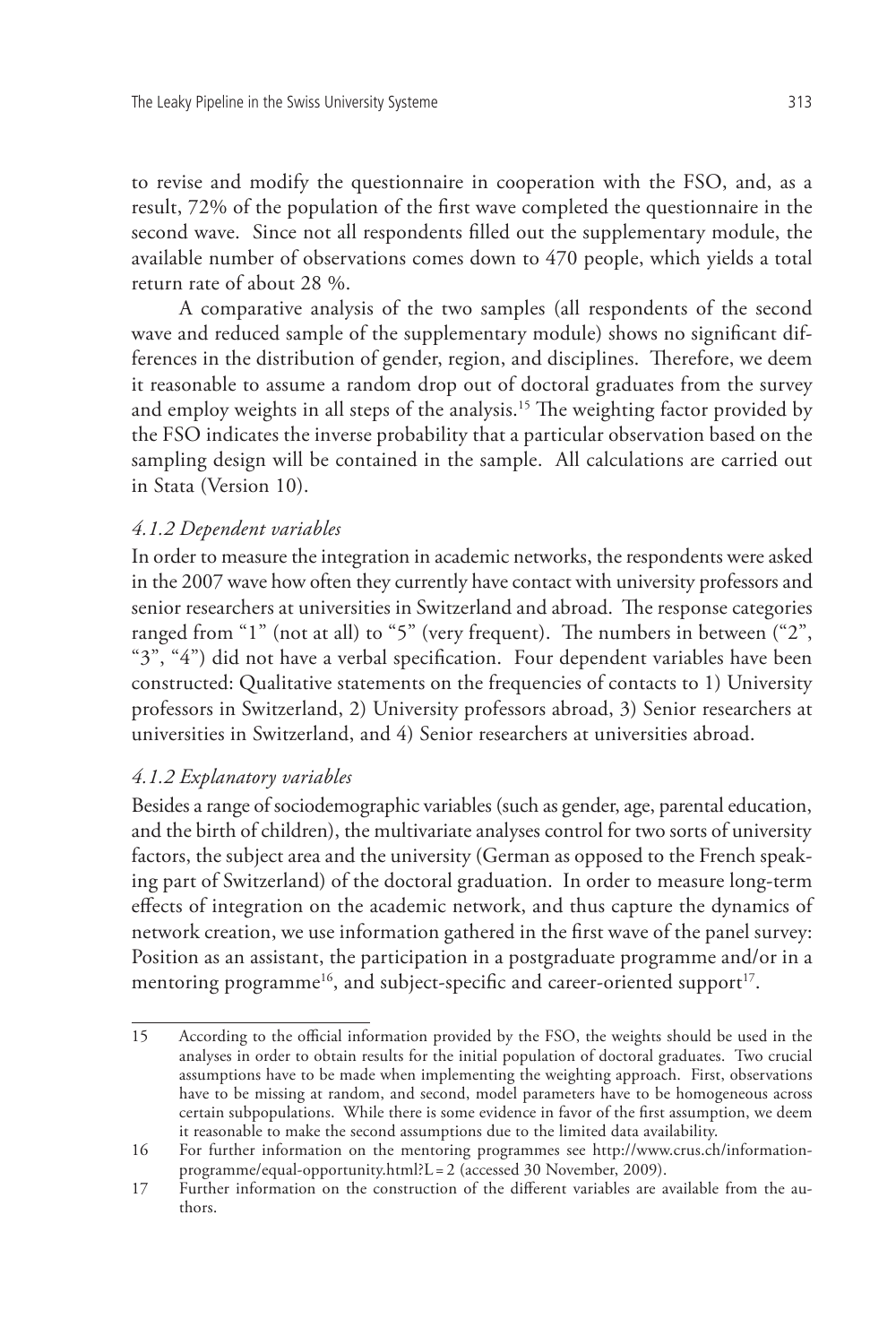to revise and modify the questionnaire in cooperation with the FSO, and, as a result, 72% of the population of the first wave completed the questionnaire in the second wave. Since not all respondents filled out the supplementary module, the available number of observations comes down to 470 people, which yields a total return rate of about 28 %.

A comparative analysis of the two samples (all respondents of the second wave and reduced sample of the supplementary module) shows no significant differences in the distribution of gender, region, and disciplines. Therefore, we deem it reasonable to assume a random drop out of doctoral graduates from the survey and employ weights in all steps of the analysis.[15] The weighting factor provided by the FSO indicates the inverse probability that a particular observation based on the sampling design will be contained in the sample. All calculations are carried out in Stata (Version 10).

### *4.1.2 Dependent variables*

In order to measure the integration in academic networks, the respondents were asked in the 2007 wave how often they currently have contact with university professors and senior researchers at universities in Switzerland and abroad. The response categories ranged from "1" (not at all) to "5" (very frequent). The numbers in between ("2", "3", "4") did not have a verbal specification. Four dependent variables have been constructed: Qualitative statements on the frequencies of contacts to 1) University professors in Switzerland, 2) University professors abroad, 3) Senior researchers at universities in Switzerland, and 4) Senior researchers at universities abroad.

### *4.1.2 Explanatory variables*

Besides a range of sociodemographic variables (such as gender, age, parental education, and the birth of children), the multivariate analyses control for two sorts of university factors, the subject area and the university (German as opposed to the French speaking part of Switzerland) of the doctoral graduation. In order to measure long-term effects of integration on the academic network, and thus capture the dynamics of network creation, we use information gathered in the first wave of the panel survey: Position as an assistant, the participation in a postgraduate programme and/or in a mentoring programme[16], and subject-specific and career-oriented support[17].

---

15 According to the official information provided by the FSO, the weights should be used in the analyses in order to obtain results for the initial population of doctoral graduates. Two crucial assumptions have to be made when implementing the weighting approach. First, observations have to be missing at random, and second, model parameters have to be homogeneous across certain subpopulations. While there is some evidence in favor of the first assumption, we deem it reasonable to make the second assumptions due to the limited data availability.

16 For further information on the mentoring programmes see http://www.crus.ch/information-programme/equal-opportunity.html?L = 2 (accessed 30 November, 2009).

17 Further information on the construction of the different variables are available from the authors.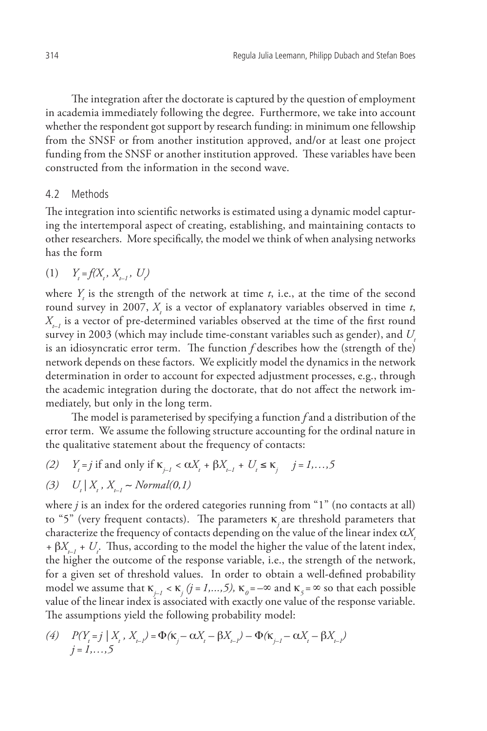The integration after the doctorate is captured by the question of employment in academia immediately following the degree. Furthermore, we take into account whether the respondent got support by research funding: in minimum one fellowship from the SNSF or from another institution approved, and/or at least one project funding from the SNSF or another institution approved. These variables have been constructed from the information in the second wave.

## 4.2 Methods

The integration into scientific networks is estimated using a dynamic model capturing the intertemporal aspect of creating, establishing, and maintaining contacts to other researchers. More specifically, the model we think of when analysing networks has the form

$$(1) \quad Y_t = f(X_t, X_{t-1}, U_t)$$

where $Y_t$ is the strength of the network at time $t$, i.e., at the time of the second round survey in 2007, $X_t$ is a vector of explanatory variables observed in time $t$, $X_{t-1}$ is a vector of pre-determined variables observed at the time of the first round survey in 2003 (which may include time-constant variables such as gender), and $U_t$ is an idiosyncratic error term. The function $f$ describes how the (strength of the) network depends on these factors. We explicitly model the dynamics in the network determination in order to account for expected adjustment processes, e.g., through the academic integration during the doctorate, that do not affect the network immediately, but only in the long term.

The model is parameterised by specifying a function $f$ and a distribution of the error term. We assume the following structure accounting for the ordinal nature in the qualitative statement about the frequency of contacts:

$$(2) \quad Y_t = j \text{ if and only if } \kappa_{j-1} < \alpha X_t + \beta X_{t-1} + U_t \leq \kappa_j \quad j = 1,\ldots,5$$

$$(3) \quad U_t \mid X_t, X_{t-1} \sim Normal(0,1)$$

where $j$ is an index for the ordered categories running from "1" (no contacts at all) to "5" (very frequent contacts). The parameters $\kappa_j$ are threshold parameters that characterize the frequency of contacts depending on the value of the linear index $\alpha X_t + \beta X_{t-1} + U_t$. Thus, according to the model the higher the value of the latent index, the higher the outcome of the response variable, i.e., the strength of the network, for a given set of threshold values. In order to obtain a well-defined probability model we assume that $\kappa_{j-1} < \kappa_j$ $(j = 1,\ldots,5)$, $\kappa_0 = -\infty$ and $\kappa_5 = \infty$ so that each possible value of the linear index is associated with exactly one value of the response variable. The assumptions yield the following probability model:

$$(4) \quad P(Y_t = j \mid X_t, X_{t-1}) = \Phi(\kappa_j - \alpha X_t - \beta X_{t-1}) - \Phi(\kappa_{j-1} - \alpha X_t - \beta X_{t-1})$$
$$j = 1,\ldots,5$$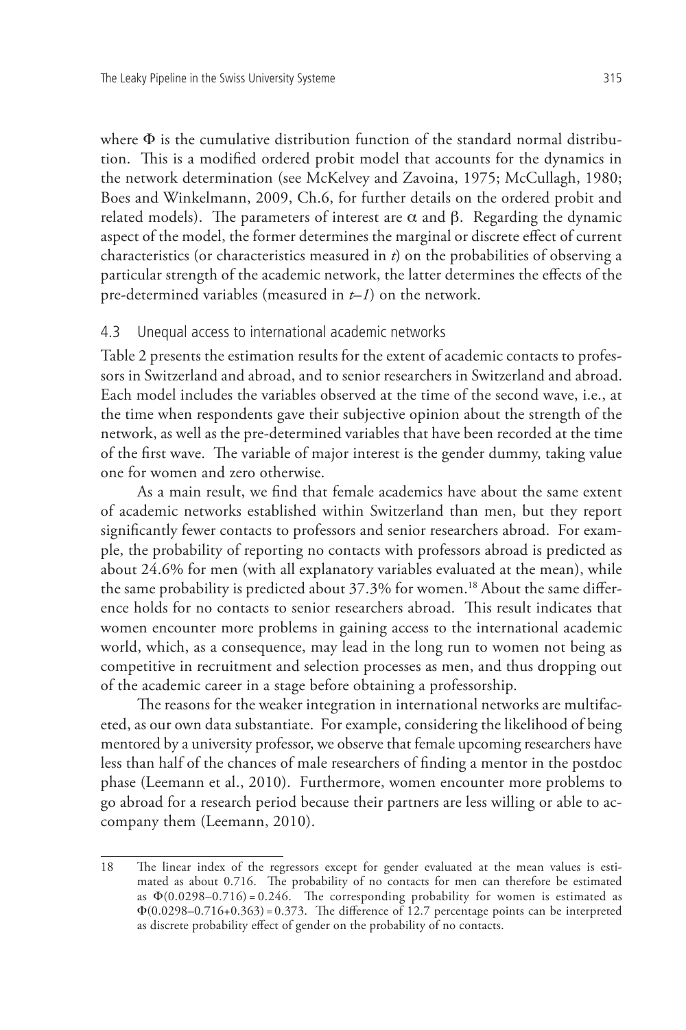where $\Phi$ is the cumulative distribution function of the standard normal distribution. This is a modified ordered probit model that accounts for the dynamics in the network determination (see McKelvey and Zavoina, 1975; McCullagh, 1980; Boes and Winkelmann, 2009, Ch.6, for further details on the ordered probit and related models). The parameters of interest are $\alpha$ and $\beta$. Regarding the dynamic aspect of the model, the former determines the marginal or discrete effect of current characteristics (or characteristics measured in $t$) on the probabilities of observing a particular strength of the academic network, the latter determines the effects of the pre-determined variables (measured in $t–1$) on the network.

### 4.3 Unequal access to international academic networks

Table 2 presents the estimation results for the extent of academic contacts to professors in Switzerland and abroad, and to senior researchers in Switzerland and abroad. Each model includes the variables observed at the time of the second wave, i.e., at the time when respondents gave their subjective opinion about the strength of the network, as well as the pre-determined variables that have been recorded at the time of the first wave. The variable of major interest is the gender dummy, taking value one for women and zero otherwise.

As a main result, we find that female academics have about the same extent of academic networks established within Switzerland than men, but they report significantly fewer contacts to professors and senior researchers abroad. For example, the probability of reporting no contacts with professors abroad is predicted as about 24.6% for men (with all explanatory variables evaluated at the mean), while the same probability is predicted about 37.3% for women.[18] About the same difference holds for no contacts to senior researchers abroad. This result indicates that women encounter more problems in gaining access to the international academic world, which, as a consequence, may lead in the long run to women not being as competitive in recruitment and selection processes as men, and thus dropping out of the academic career in a stage before obtaining a professorship.

The reasons for the weaker integration in international networks are multifaceted, as our own data substantiate. For example, considering the likelihood of being mentored by a university professor, we observe that female upcoming researchers have less than half of the chances of male researchers of finding a mentor in the postdoc phase (Leemann et al., 2010). Furthermore, women encounter more problems to go abroad for a research period because their partners are less willing or able to accompany them (Leemann, 2010).

---

18 The linear index of the regressors except for gender evaluated at the mean values is estimated as about 0.716. The probability of no contacts for men can therefore be estimated as $\Phi(0.0298–0.716) = 0.246$. The corresponding probability for women is estimated as $\Phi(0.0298–0.716+0.363) = 0.373$. The difference of 12.7 percentage points can be interpreted as discrete probability effect of gender on the probability of no contacts.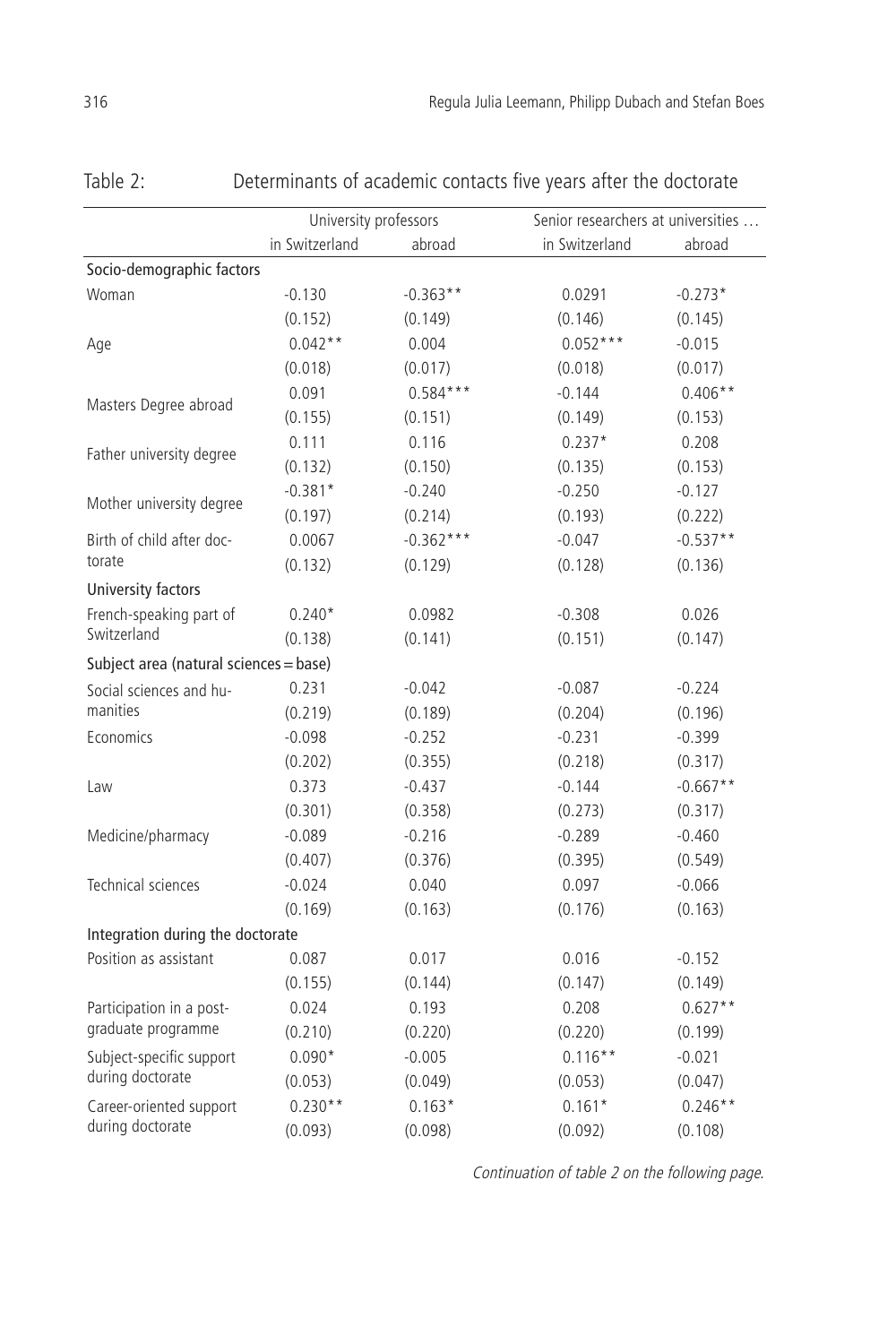Table 2: Determinants of academic contacts five years after the doctorate

| | University professors | | Senior researchers at universities … | |
|---|---|---|---|---|
| | in Switzerland | abroad | in Switzerland | abroad |
| **Socio-demographic factors** | | | | |
| Woman | -0.130 | -0.363** | 0.0291 | -0.273* |
| | (0.152) | (0.149) | (0.146) | (0.145) |
| Age | 0.042** | 0.004 | 0.052*** | -0.015 |
| | (0.018) | (0.017) | (0.018) | (0.017) |
| Masters Degree abroad | 0.091 | 0.584*** | -0.144 | 0.406** |
| | (0.155) | (0.151) | (0.149) | (0.153) |
| Father university degree | 0.111 | 0.116 | 0.237* | 0.208 |
| | (0.132) | (0.150) | (0.135) | (0.153) |
| Mother university degree | -0.381* | -0.240 | -0.250 | -0.127 |
| | (0.197) | (0.214) | (0.193) | (0.222) |
| Birth of child after doctorate | 0.0067 | -0.362*** | -0.047 | -0.537** |
| | (0.132) | (0.129) | (0.128) | (0.136) |
| **University factors** | | | | |
| French-speaking part of Switzerland | 0.240* | 0.0982 | -0.308 | 0.026 |
| | (0.138) | (0.141) | (0.151) | (0.147) |
| **Subject area (natural sciences = base)** | | | | |
| Social sciences and humanities | 0.231 | -0.042 | -0.087 | -0.224 |
| | (0.219) | (0.189) | (0.204) | (0.196) |
| Economics | -0.098 | -0.252 | -0.231 | -0.399 |
| | (0.202) | (0.355) | (0.218) | (0.317) |
| Law | 0.373 | -0.437 | -0.144 | -0.667** |
| | (0.301) | (0.358) | (0.273) | (0.317) |
| Medicine/pharmacy | -0.089 | -0.216 | -0.289 | -0.460 |
| | (0.407) | (0.376) | (0.395) | (0.549) |
| Technical sciences | -0.024 | 0.040 | 0.097 | -0.066 |
| | (0.169) | (0.163) | (0.176) | (0.163) |
| **Integration during the doctorate** | | | | |
| Position as assistant | 0.087 | 0.017 | 0.016 | -0.152 |
| | (0.155) | (0.144) | (0.147) | (0.149) |
| Participation in a postgraduate programme | 0.024 | 0.193 | 0.208 | 0.627** |
| | (0.210) | (0.220) | (0.220) | (0.199) |
| Subject-specific support during doctorate | 0.090* | -0.005 | 0.116** | -0.021 |
| | (0.053) | (0.049) | (0.053) | (0.047) |
| Career-oriented support during doctorate | 0.230** | 0.163* | 0.161* | 0.246** |
| | (0.093) | (0.098) | (0.092) | (0.108) |

*Continuation of table 2 on the following page.*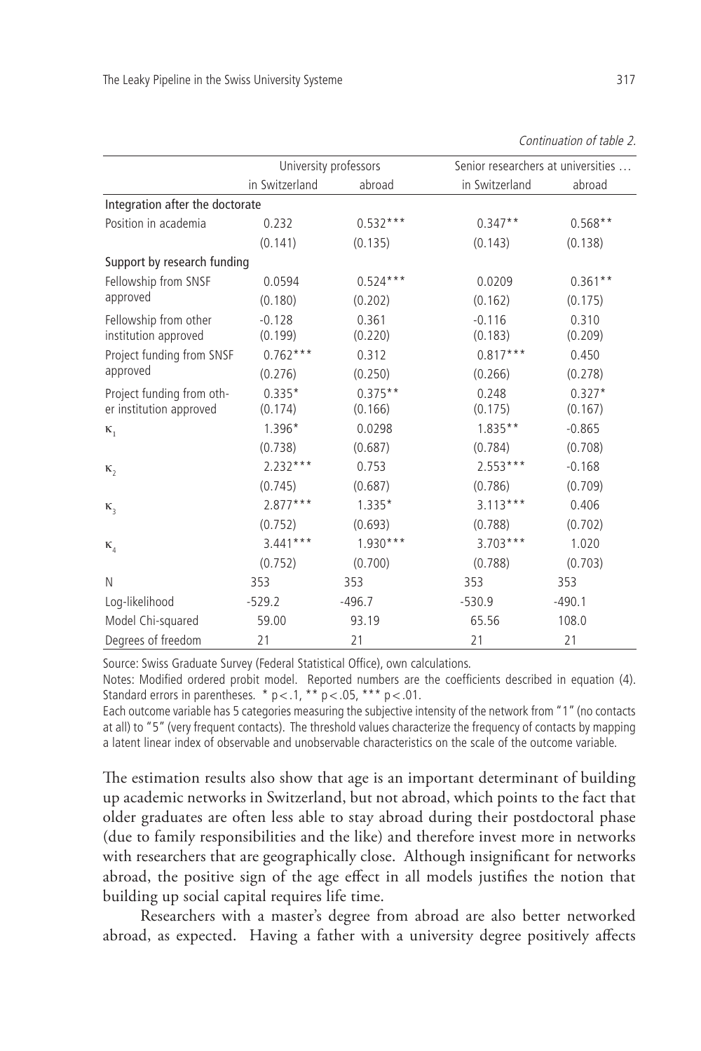*Continuation of table 2.*

| | University professors | | Senior researchers at universities … | |
|---|---|---|---|---|
| | in Switzerland | abroad | in Switzerland | abroad |
| Integration after the doctorate | | | | |
| Position in academia | 0.232 | 0.532*** | 0.347** | 0.568** |
| | (0.141) | (0.135) | (0.143) | (0.138) |
| Support by research funding | | | | |
| Fellowship from SNSF approved | 0.0594 | 0.524*** | 0.0209 | 0.361** |
| | (0.180) | (0.202) | (0.162) | (0.175) |
| Fellowship from other institution approved | -0.128 | 0.361 | -0.116 | 0.310 |
| | (0.199) | (0.220) | (0.183) | (0.209) |
| Project funding from SNSF approved | 0.762*** | 0.312 | 0.817*** | 0.450 |
| | (0.276) | (0.250) | (0.266) | (0.278) |
| Project funding from other institution approved | 0.335* | 0.375** | 0.248 | 0.327* |
| | (0.174) | (0.166) | (0.175) | (0.167) |
| $\kappa_1$ | 1.396* | 0.0298 | 1.835** | -0.865 |
| | (0.738) | (0.687) | (0.784) | (0.708) |
| $\kappa_2$ | 2.232*** | 0.753 | 2.553*** | -0.168 |
| | (0.745) | (0.687) | (0.786) | (0.709) |
| $\kappa_3$ | 2.877*** | 1.335* | 3.113*** | 0.406 |
| | (0.752) | (0.693) | (0.788) | (0.702) |
| $\kappa_4$ | 3.441*** | 1.930*** | 3.703*** | 1.020 |
| | (0.752) | (0.700) | (0.788) | (0.703) |
| N | 353 | 353 | 353 | 353 |
| Log-likelihood | -529.2 | -496.7 | -530.9 | -490.1 |
| Model Chi-squared | 59.00 | 93.19 | 65.56 | 108.0 |
| Degrees of freedom | 21 | 21 | 21 | 21 |

Source: Swiss Graduate Survey (Federal Statistical Office), own calculations.

Notes: Modified ordered probit model. Reported numbers are the coefficients described in equation (4). Standard errors in parentheses. * $p<.1$, ** $p<.05$, *** $p<.01$.

Each outcome variable has 5 categories measuring the subjective intensity of the network from "1" (no contacts at all) to "5" (very frequent contacts). The threshold values characterize the frequency of contacts by mapping a latent linear index of observable and unobservable characteristics on the scale of the outcome variable.

The estimation results also show that age is an important determinant of building up academic networks in Switzerland, but not abroad, which points to the fact that older graduates are often less able to stay abroad during their postdoctoral phase (due to family responsibilities and the like) and therefore invest more in networks with researchers that are geographically close. Although insignificant for networks abroad, the positive sign of the age effect in all models justifies the notion that building up social capital requires life time.

Researchers with a master's degree from abroad are also better networked abroad, as expected. Having a father with a university degree positively affects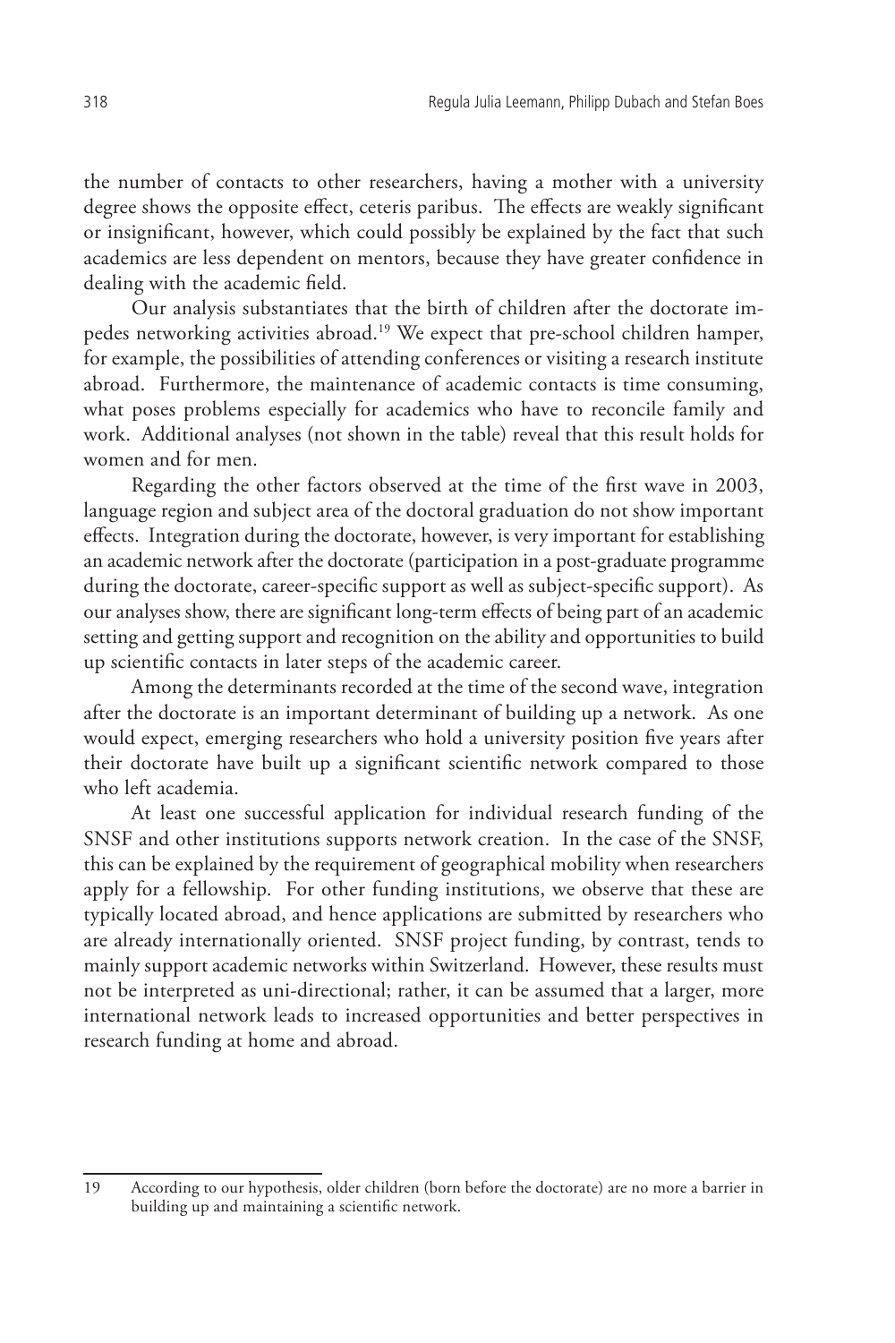the number of contacts to other researchers, having a mother with a university degree shows the opposite effect, ceteris paribus. The effects are weakly significant or insignificant, however, which could possibly be explained by the fact that such academics are less dependent on mentors, because they have greater confidence in dealing with the academic field.

Our analysis substantiates that the birth of children after the doctorate impedes networking activities abroad.[19] We expect that pre-school children hamper, for example, the possibilities of attending conferences or visiting a research institute abroad. Furthermore, the maintenance of academic contacts is time consuming, what poses problems especially for academics who have to reconcile family and work. Additional analyses (not shown in the table) reveal that this result holds for women and for men.

Regarding the other factors observed at the time of the first wave in 2003, language region and subject area of the doctoral graduation do not show important effects. Integration during the doctorate, however, is very important for establishing an academic network after the doctorate (participation in a post-graduate programme during the doctorate, career-specific support as well as subject-specific support). As our analyses show, there are significant long-term effects of being part of an academic setting and getting support and recognition on the ability and opportunities to build up scientific contacts in later steps of the academic career.

Among the determinants recorded at the time of the second wave, integration after the doctorate is an important determinant of building up a network. As one would expect, emerging researchers who hold a university position five years after their doctorate have built up a significant scientific network compared to those who left academia.

At least one successful application for individual research funding of the SNSF and other institutions supports network creation. In the case of the SNSF, this can be explained by the requirement of geographical mobility when researchers apply for a fellowship. For other funding institutions, we observe that these are typically located abroad, and hence applications are submitted by researchers who are already internationally oriented. SNSF project funding, by contrast, tends to mainly support academic networks within Switzerland. However, these results must not be interpreted as uni-directional; rather, it can be assumed that a larger, more international network leads to increased opportunities and better perspectives in research funding at home and abroad.

---

19 According to our hypothesis, older children (born before the doctorate) are no more a barrier in building up and maintaining a scientific network.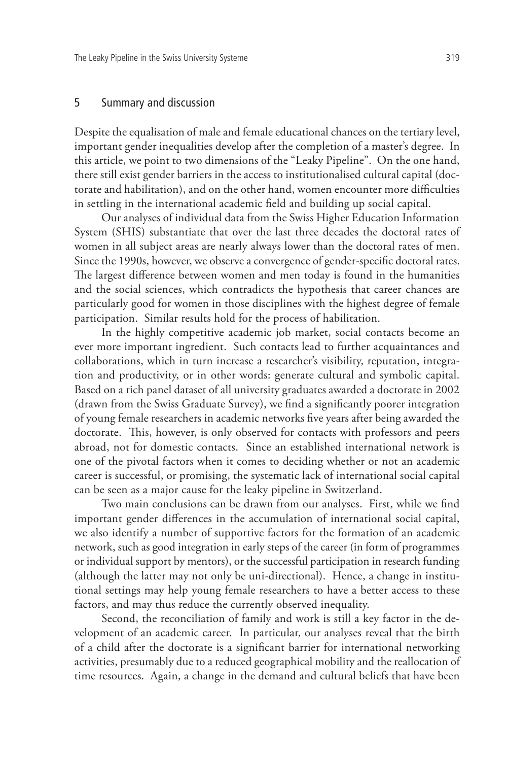## 5 Summary and discussion

Despite the equalisation of male and female educational chances on the tertiary level, important gender inequalities develop after the completion of a master's degree. In this article, we point to two dimensions of the "Leaky Pipeline". On the one hand, there still exist gender barriers in the access to institutionalised cultural capital (doctorate and habilitation), and on the other hand, women encounter more difficulties in settling in the international academic field and building up social capital.

Our analyses of individual data from the Swiss Higher Education Information System (SHIS) substantiate that over the last three decades the doctoral rates of women in all subject areas are nearly always lower than the doctoral rates of men. Since the 1990s, however, we observe a convergence of gender-specific doctoral rates. The largest difference between women and men today is found in the humanities and the social sciences, which contradicts the hypothesis that career chances are particularly good for women in those disciplines with the highest degree of female participation. Similar results hold for the process of habilitation.

In the highly competitive academic job market, social contacts become an ever more important ingredient. Such contacts lead to further acquaintances and collaborations, which in turn increase a researcher's visibility, reputation, integration and productivity, or in other words: generate cultural and symbolic capital. Based on a rich panel dataset of all university graduates awarded a doctorate in 2002 (drawn from the Swiss Graduate Survey), we find a significantly poorer integration of young female researchers in academic networks five years after being awarded the doctorate. This, however, is only observed for contacts with professors and peers abroad, not for domestic contacts. Since an established international network is one of the pivotal factors when it comes to deciding whether or not an academic career is successful, or promising, the systematic lack of international social capital can be seen as a major cause for the leaky pipeline in Switzerland.

Two main conclusions can be drawn from our analyses. First, while we find important gender differences in the accumulation of international social capital, we also identify a number of supportive factors for the formation of an academic network, such as good integration in early steps of the career (in form of programmes or individual support by mentors), or the successful participation in research funding (although the latter may not only be uni-directional). Hence, a change in institutional settings may help young female researchers to have a better access to these factors, and may thus reduce the currently observed inequality.

Second, the reconciliation of family and work is still a key factor in the development of an academic career. In particular, our analyses reveal that the birth of a child after the doctorate is a significant barrier for international networking activities, presumably due to a reduced geographical mobility and the reallocation of time resources. Again, a change in the demand and cultural beliefs that have been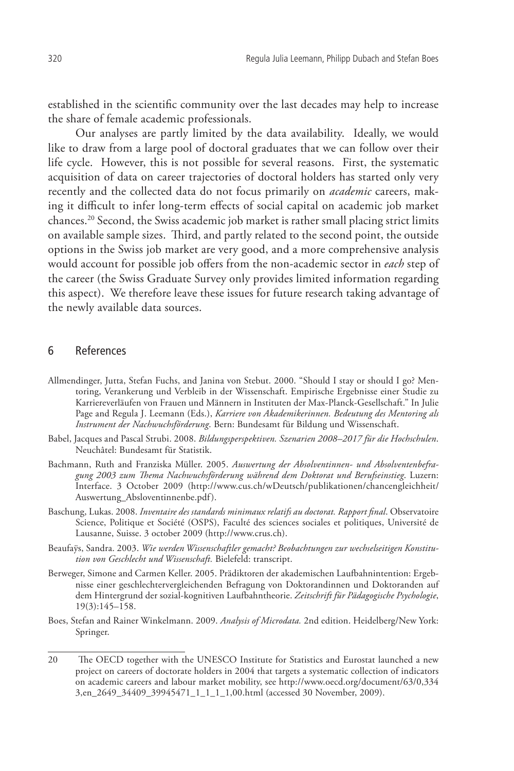established in the scientific community over the last decades may help to increase the share of female academic professionals.

Our analyses are partly limited by the data availability. Ideally, we would like to draw from a large pool of doctoral graduates that we can follow over their life cycle. However, this is not possible for several reasons. First, the systematic acquisition of data on career trajectories of doctoral holders has started only very recently and the collected data do not focus primarily on *academic* careers, making it difficult to infer long-term effects of social capital on academic job market chances.[20] Second, the Swiss academic job market is rather small placing strict limits on available sample sizes. Third, and partly related to the second point, the outside options in the Swiss job market are very good, and a more comprehensive analysis would account for possible job offers from the non-academic sector in *each* step of the career (the Swiss Graduate Survey only provides limited information regarding this aspect). We therefore leave these issues for future research taking advantage of the newly available data sources.

## 6 References

Allmendinger, Jutta, Stefan Fuchs, and Janina von Stebut. 2000. "Should I stay or should I go? Mentoring, Verankerung und Verbleib in der Wissenschaft. Empirische Ergebnisse einer Studie zu Karriereverläufen von Frauen und Männern in Instituten der Max-Planck-Gesellschaft." In Julie Page and Regula J. Leemann (Eds.), *Karriere von Akademikerinnen. Bedeutung des Mentoring als Instrument der Nachwuchsförderung*. Bern: Bundesamt für Bildung und Wissenschaft.

Babel, Jacques and Pascal Strubi. 2008. *Bildungsperspektiven. Szenarien 2008–2017 für die Hochschulen*. Neuchâtel: Bundesamt für Statistik.

Bachmann, Ruth and Franziska Müller. 2005. *Auswertung der Absolventinnen- und Absolventenbefragung 2003 zum Thema Nachwuchsförderung während dem Doktorat und Berufseinstieg*. Luzern: Interface. 3 October 2009 (http://www.cus.ch/wDeutsch/publikationen/chancengleichheit/Auswertung_Absloventinnenbe.pdf).

Baschung, Lukas. 2008. *Inventaire des standards minimaux relatifs au doctorat. Rapport final*. Observatoire Science, Politique et Société (OSPS), Faculté des sciences sociales et politiques, Université de Lausanne, Suisse. 3 october 2009 (http://www.crus.ch).

Beaufaÿs, Sandra. 2003. *Wie werden Wissenschaftler gemacht? Beobachtungen zur wechselseitigen Konstitution von Geschlecht und Wissenschaft.* Bielefeld: transcript.

Berweger, Simone and Carmen Keller. 2005. Prädiktoren der akademischen Laufbahnintention: Ergebnisse einer geschlechtervergleichenden Befragung von Doktorandinnen und Doktoranden auf dem Hintergrund der sozial-kognitiven Laufbahntheorie. *Zeitschrift für Pädagogische Psychologie*, 19(3):145–158.

Boes, Stefan and Rainer Winkelmann. 2009. *Analysis of Microdata.* 2nd edition. Heidelberg/New York: Springer.

---

[20] The OECD together with the UNESCO Institute for Statistics and Eurostat launched a new project on careers of doctorate holders in 2004 that targets a systematic collection of indicators on academic careers and labour market mobility, see http://www.oecd.org/document/63/0,3343,en_2649_34409_39945471_1_1_1_1,00.html (accessed 30 November, 2009).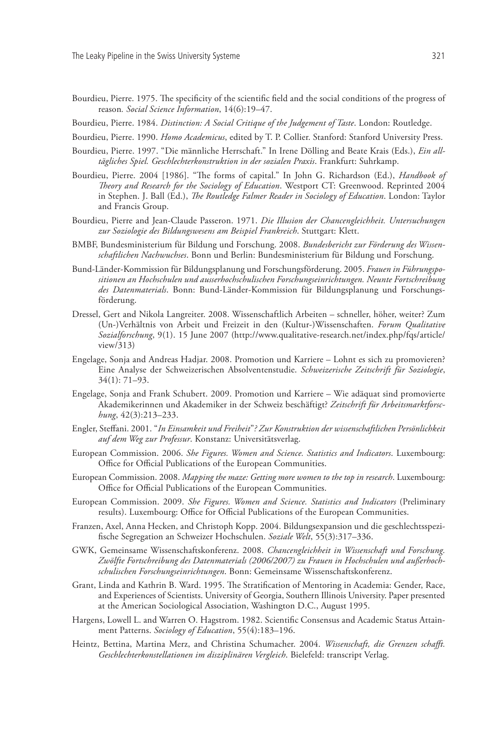Bourdieu, Pierre. 1975. The specificity of the scientific field and the social conditions of the progress of reason. *Social Science Information*, 14(6):19–47.

Bourdieu, Pierre. 1984. *Distinction: A Social Critique of the Judgement of Taste*. London: Routledge.

Bourdieu, Pierre. 1990. *Homo Academicus*, edited by T. P. Collier. Stanford: Stanford University Press.

Bourdieu, Pierre. 1997. "Die männliche Herrschaft." In Irene Dölling and Beate Krais (Eds.), *Ein alltägliches Spiel. Geschlechterkonstruktion in der sozialen Praxis*. Frankfurt: Suhrkamp.

Bourdieu, Pierre. 2004 [1986]. "The forms of capital." In John G. Richardson (Ed.), *Handbook of Theory and Research for the Sociology of Education*. Westport CT: Greenwood. Reprinted 2004 in Stephen. J. Ball (Ed.), *The Routledge Falmer Reader in Sociology of Education*. London: Taylor and Francis Group.

Bourdieu, Pierre and Jean-Claude Passeron. 1971. *Die Illusion der Chancengleichheit. Untersuchungen zur Soziologie des Bildungswesens am Beispiel Frankreich*. Stuttgart: Klett.

BMBF, Bundesministerium für Bildung und Forschung. 2008. *Bundesbericht zur Förderung des Wissenschaftlichen Nachwuchses*. Bonn und Berlin: Bundesministerium für Bildung und Forschung.

Bund-Länder-Kommission für Bildungsplanung und Forschungsförderung. 2005. *Frauen in Führungspositionen an Hochschulen und ausserhochschulischen Forschungseinrichtungen. Neunte Fortschreibung des Datenmaterials*. Bonn: Bund-Länder-Kommission für Bildungsplanung und Forschungsförderung.

Dressel, Gert and Nikola Langreiter. 2008. Wissenschaftlich Arbeiten – schneller, höher, weiter? Zum (Un-)Verhältnis von Arbeit und Freizeit in den (Kultur-)Wissenschaften. *Forum Qualitative Sozialforschung*, 9(1). 15 June 2007 (http://www.qualitative-research.net/index.php/fqs/article/view/313)

Engelage, Sonja and Andreas Hadjar. 2008. Promotion und Karriere – Lohnt es sich zu promovieren? Eine Analyse der Schweizerischen Absolventenstudie. *Schweizerische Zeitschrift für Soziologie*, 34(1): 71–93.

Engelage, Sonja and Frank Schubert. 2009. Promotion und Karriere – Wie adäquat sind promovierte Akademikerinnen und Akademiker in der Schweiz beschäftigt? *Zeitschrift für Arbeitsmarktforschung*, 42(3):213–233.

Engler, Steffani. 2001. "*In Einsamkeit und Freiheit*"*? Zur Konstruktion der wissenschaftlichen Persönlichkeit auf dem Weg zur Professur*. Konstanz: Universitätsverlag.

European Commission. 2006. *She Figures. Women and Science. Statistics and Indicators*. Luxembourg: Office for Official Publications of the European Communities.

European Commission. 2008. *Mapping the maze: Getting more women to the top in research*. Luxembourg: Office for Official Publications of the European Communities.

European Commission. 2009. *She Figures. Women and Science. Statistics and Indicators* (Preliminary results). Luxembourg: Office for Official Publications of the European Communities.

Franzen, Axel, Anna Hecken, and Christoph Kopp. 2004. Bildungsexpansion und die geschlechtsspezifische Segregation an Schweizer Hochschulen. *Soziale Welt*, 55(3):317–336.

GWK, Gemeinsame Wissenschaftskonferenz. 2008. *Chancengleichheit in Wissenschaft und Forschung. Zwölfte Fortschreibung des Datenmaterials (2006/2007) zu Frauen in Hochschulen und außerhochschulischen Forschungseinrichtungen*. Bonn: Gemeinsame Wissenschaftskonferenz.

Grant, Linda and Kathrin B. Ward. 1995. The Stratification of Mentoring in Academia: Gender, Race, and Experiences of Scientists. University of Georgia, Southern Illinois University. Paper presented at the American Sociological Association, Washington D.C., August 1995.

Hargens, Lowell L. and Warren O. Hagstrom. 1982. Scientific Consensus and Academic Status Attainment Patterns. *Sociology of Education*, 55(4):183–196.

Heintz, Bettina, Martina Merz, and Christina Schumacher. 2004. *Wissenschaft, die Grenzen schafft. Geschlechterkonstellationen im disziplinären Vergleich*. Bielefeld: transcript Verlag.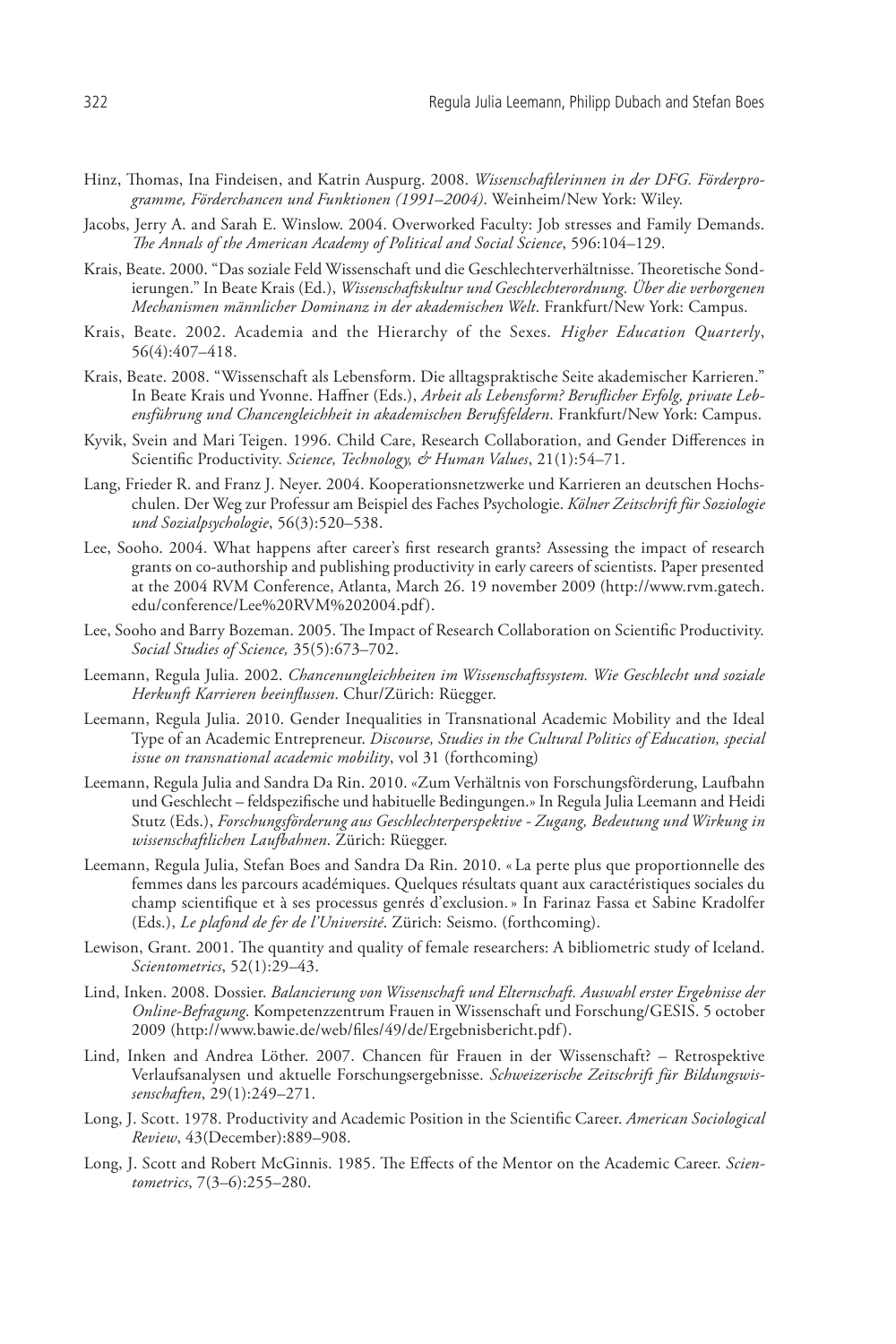Hinz, Thomas, Ina Findeisen, and Katrin Auspurg. 2008. *Wissenschaftlerinnen in der DFG. Förderprogramme, Förderchancen und Funktionen (1991–2004)*. Weinheim/New York: Wiley.

Jacobs, Jerry A. and Sarah E. Winslow. 2004. Overworked Faculty: Job stresses and Family Demands. *The Annals of the American Academy of Political and Social Science*, 596:104–129.

Krais, Beate. 2000. "Das soziale Feld Wissenschaft und die Geschlechterverhältnisse. Theoretische Sondierungen." In Beate Krais (Ed.), *Wissenschaftskultur und Geschlechterordnung. Über die verborgenen Mechanismen männlicher Dominanz in der akademischen Welt*. Frankfurt/New York: Campus.

Krais, Beate. 2002. Academia and the Hierarchy of the Sexes. *Higher Education Quarterly*, 56(4):407–418.

Krais, Beate. 2008. "Wissenschaft als Lebensform. Die alltagspraktische Seite akademischer Karrieren." In Beate Krais und Yvonne. Haffner (Eds.), *Arbeit als Lebensform? Beruflicher Erfolg, private Lebensführung und Chancengleichheit in akademischen Berufsfeldern*. Frankfurt/New York: Campus.

Kyvik, Svein and Mari Teigen. 1996. Child Care, Research Collaboration, and Gender Differences in Scientific Productivity. *Science, Technology, & Human Values*, 21(1):54–71.

Lang, Frieder R. and Franz J. Neyer. 2004. Kooperationsnetzwerke und Karrieren an deutschen Hochschulen. Der Weg zur Professur am Beispiel des Faches Psychologie. *Kölner Zeitschrift für Soziologie und Sozialpsychologie*, 56(3):520–538.

Lee, Sooho. 2004. What happens after career's first research grants? Assessing the impact of research grants on co-authorship and publishing productivity in early careers of scientists. Paper presented at the 2004 RVM Conference, Atlanta, March 26. 19 november 2009 (http://www.rvm.gatech.edu/conference/Lee%20RVM%202004.pdf).

Lee, Sooho and Barry Bozeman. 2005. The Impact of Research Collaboration on Scientific Productivity. *Social Studies of Science,* 35(5):673–702.

Leemann, Regula Julia. 2002. *Chancenungleichheiten im Wissenschaftssystem. Wie Geschlecht und soziale Herkunft Karrieren beeinflussen*. Chur/Zürich: Rüegger.

Leemann, Regula Julia. 2010. Gender Inequalities in Transnational Academic Mobility and the Ideal Type of an Academic Entrepreneur. *Discourse, Studies in the Cultural Politics of Education, special issue on transnational academic mobility*, vol 31 (forthcoming)

Leemann, Regula Julia and Sandra Da Rin. 2010. «Zum Verhältnis von Forschungsförderung, Laufbahn und Geschlecht – feldspezifische und habituelle Bedingungen.» In Regula Julia Leemann and Heidi Stutz (Eds.), *Forschungsförderung aus Geschlechterperspektive - Zugang, Bedeutung und Wirkung in wissenschaftlichen Laufbahnen*. Zürich: Rüegger.

Leemann, Regula Julia, Stefan Boes and Sandra Da Rin. 2010. « La perte plus que proportionnelle des femmes dans les parcours académiques. Quelques résultats quant aux caractéristiques sociales du champ scientifique et à ses processus genrés d'exclusion. » In Farinaz Fassa et Sabine Kradolfer (Eds.), *Le plafond de fer de l'Université*. Zürich: Seismo. (forthcoming).

Lewison, Grant. 2001. The quantity and quality of female researchers: A bibliometric study of Iceland. *Scientometrics*, 52(1):29–43.

Lind, Inken. 2008. Dossier. *Balancierung von Wissenschaft und Elternschaft. Auswahl erster Ergebnisse der Online-Befragung*. Kompetenzzentrum Frauen in Wissenschaft und Forschung/GESIS. 5 october 2009 (http://www.bawie.de/web/files/49/de/Ergebnisbericht.pdf).

Lind, Inken and Andrea Löther. 2007. Chancen für Frauen in der Wissenschaft? – Retrospektive Verlaufsanalysen und aktuelle Forschungsergebnisse. *Schweizerische Zeitschrift für Bildungswissenschaften*, 29(1):249–271.

Long, J. Scott. 1978. Productivity and Academic Position in the Scientific Career. *American Sociological Review*, 43(December):889–908.

Long, J. Scott and Robert McGinnis. 1985. The Effects of the Mentor on the Academic Career. *Scientometrics*, 7(3–6):255–280.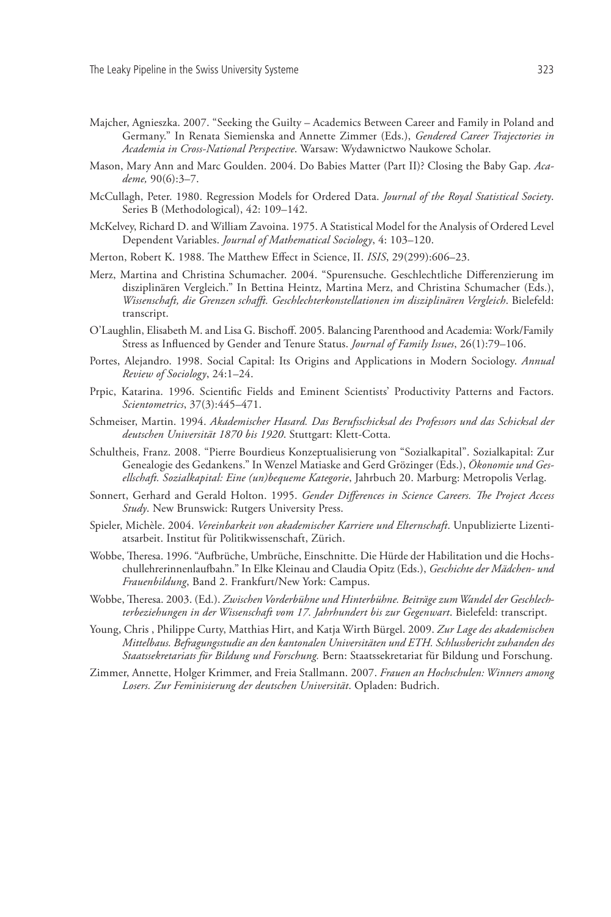Majcher, Agnieszka. 2007. "Seeking the Guilty – Academics Between Career and Family in Poland and Germany." In Renata Siemienska and Annette Zimmer (Eds.), *Gendered Career Trajectories in Academia in Cross-National Perspective*. Warsaw: Wydawnictwo Naukowe Scholar.

Mason, Mary Ann and Marc Goulden. 2004. Do Babies Matter (Part II)? Closing the Baby Gap. *Academe,* 90(6):3–7.

McCullagh, Peter. 1980. Regression Models for Ordered Data. *Journal of the Royal Statistical Society.* Series B (Methodological), 42: 109–142.

McKelvey, Richard D. and William Zavoina. 1975. A Statistical Model for the Analysis of Ordered Level Dependent Variables. *Journal of Mathematical Sociology*, 4: 103–120.

Merton, Robert K. 1988. The Matthew Effect in Science, II. *ISIS*, 29(299):606–23.

Merz, Martina and Christina Schumacher. 2004. "Spurensuche. Geschlechtliche Differenzierung im disziplinären Vergleich." In Bettina Heintz, Martina Merz, and Christina Schumacher (Eds.), *Wissenschaft, die Grenzen schafft. Geschlechterkonstellationen im disziplinären Vergleich*. Bielefeld: transcript.

O'Laughlin, Elisabeth M. and Lisa G. Bischoff. 2005. Balancing Parenthood and Academia: Work/Family Stress as Influenced by Gender and Tenure Status. *Journal of Family Issues*, 26(1):79–106.

Portes, Alejandro. 1998. Social Capital: Its Origins and Applications in Modern Sociology. *Annual Review of Sociology*, 24:1–24.

Prpic, Katarina. 1996. Scientific Fields and Eminent Scientists' Productivity Patterns and Factors. *Scientometrics*, 37(3):445–471.

Schmeiser, Martin. 1994. *Akademischer Hasard. Das Berufsschicksal des Professors und das Schicksal der deutschen Universität 1870 bis 1920*. Stuttgart: Klett-Cotta.

Schultheis, Franz. 2008. "Pierre Bourdieus Konzeptualisierung von "Sozialkapital". Sozialkapital: Zur Genealogie des Gedankens." In Wenzel Matiaske and Gerd Grözinger (Eds.), *Ökonomie und Gesellschaft. Sozialkapital: Eine (un)bequeme Kategorie*, Jahrbuch 20. Marburg: Metropolis Verlag.

Sonnert, Gerhard and Gerald Holton. 1995. *Gender Differences in Science Careers. The Project Access Study*. New Brunswick: Rutgers University Press.

Spieler, Michèle. 2004. *Vereinbarkeit von akademischer Karriere und Elternschaft*. Unpublizierte Lizentiatsarbeit. Institut für Politikwissenschaft, Zürich.

Wobbe, Theresa. 1996. "Aufbrüche, Umbrüche, Einschnitte. Die Hürde der Habilitation und die Hochschullehrerinnenlaufbahn." In Elke Kleinau and Claudia Opitz (Eds.), *Geschichte der Mädchen- und Frauenbildung*, Band 2. Frankfurt/New York: Campus.

Wobbe, Theresa. 2003. (Ed.). *Zwischen Vorderbühne und Hinterbühne. Beiträge zum Wandel der Geschlechterbeziehungen in der Wissenschaft vom 17. Jahrhundert bis zur Gegenwart*. Bielefeld: transcript.

Young, Chris , Philippe Curty, Matthias Hirt, and Katja Wirth Bürgel. 2009. *Zur Lage des akademischen Mittelbaus. Befragungsstudie an den kantonalen Universitäten und ETH. Schlussbericht zuhanden des Staatssekretariats für Bildung und Forschung.* Bern: Staatssekretariat für Bildung und Forschung.

Zimmer, Annette, Holger Krimmer, and Freia Stallmann. 2007. *Frauen an Hochschulen: Winners among Losers. Zur Feminisierung der deutschen Universität*. Opladen: Budrich.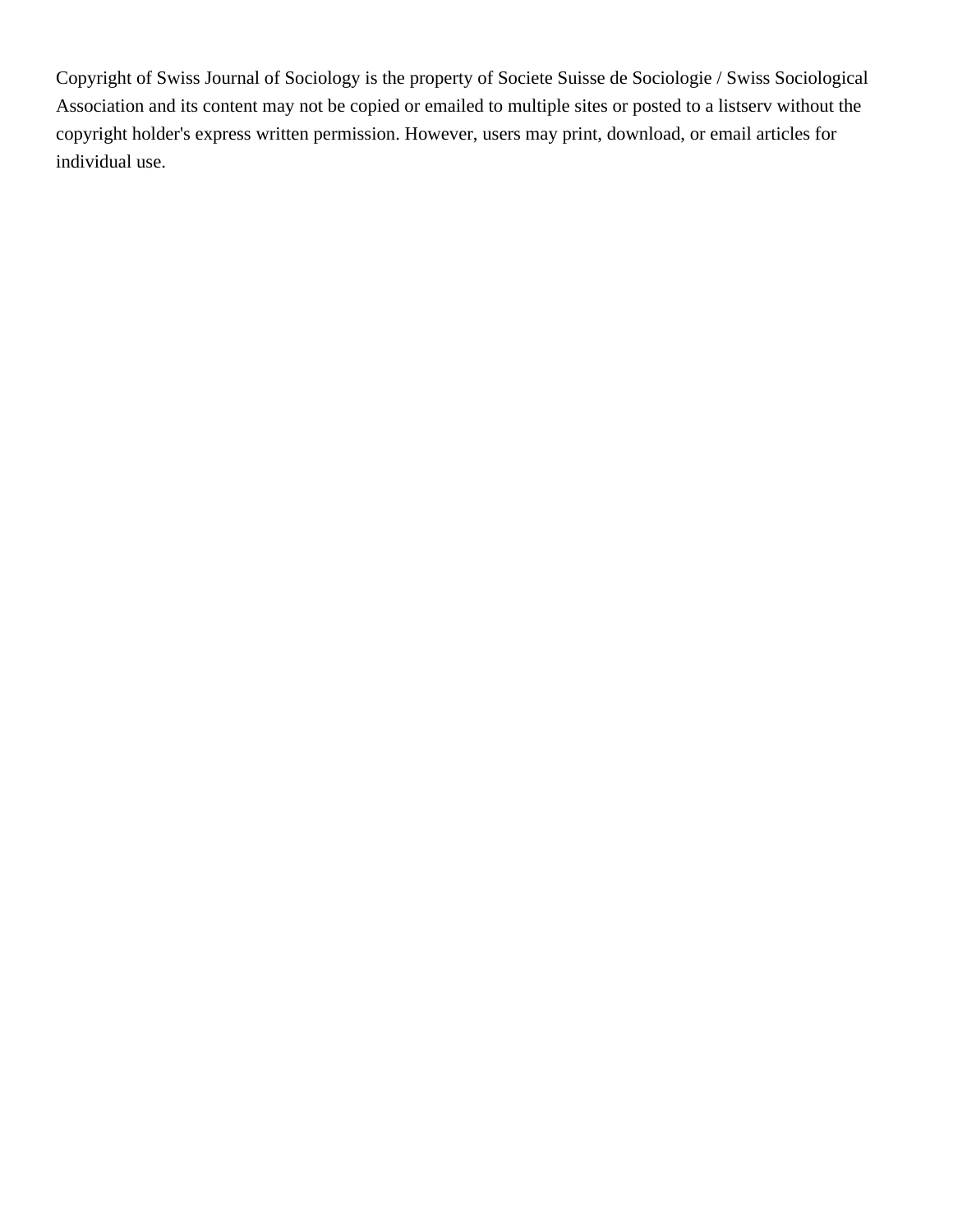Copyright of Swiss Journal of Sociology is the property of Societe Suisse de Sociologie / Swiss Sociological Association and its content may not be copied or emailed to multiple sites or posted to a listserv without the copyright holder's express written permission. However, users may print, download, or email articles for individual use.